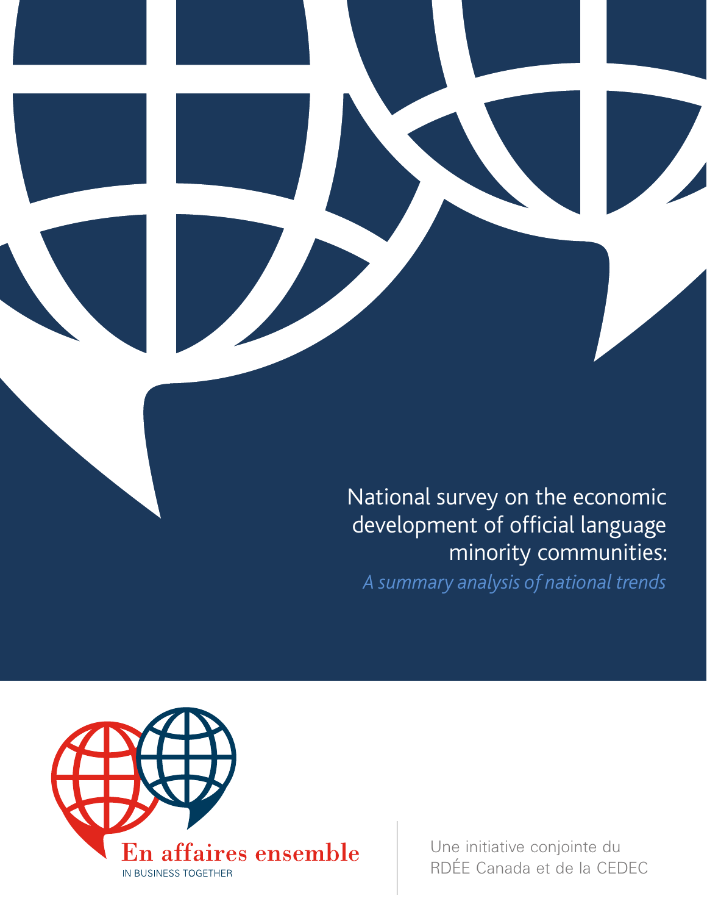# National survey on the economic development of official language minority communities:

*A summary analysis of national trends*

En affaires ensemble

IN BUSINESS TOGETHER

Une initiative conjointe du RDÉE Canada et de la CEDEC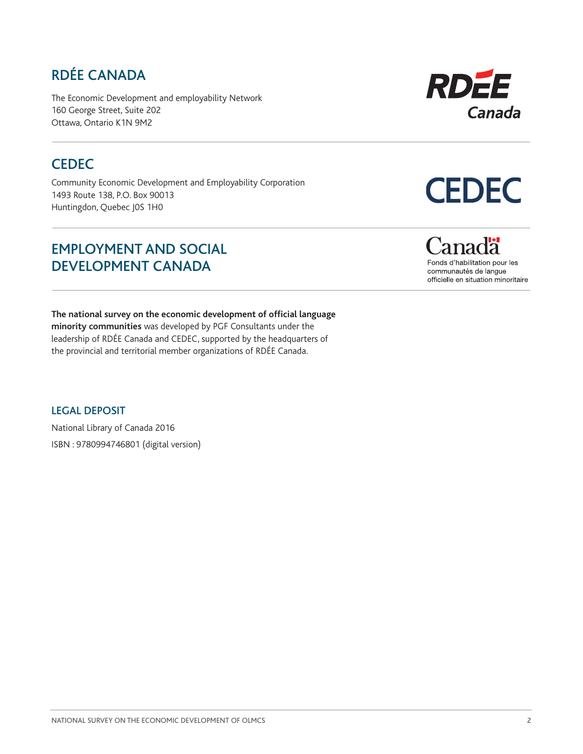## RDÉE CANADA

The Economic Development and employability Network
160 George Street, Suite 202
Ottawa, Ontario K1N 9M2

## CEDEC

Community Economic Development and Employability Corporation
1493 Route 138, P.O. Box 90013
Huntingdon, Quebec J0S 1H0

## EMPLOYMENT AND SOCIAL DEVELOPMENT CANADA

Canada
Fonds d'habilitation pour les communautés de langue officielle en situation minoritaire

**The national survey on the economic development of official language minority communities** was developed by PGF Consultants under the leadership of RDÉE Canada and CEDEC, supported by the headquarters of the provincial and territorial member organizations of RDÉE Canada.

### LEGAL DEPOSIT

National Library of Canada 2016

ISBN : 9780994746801 (digital version)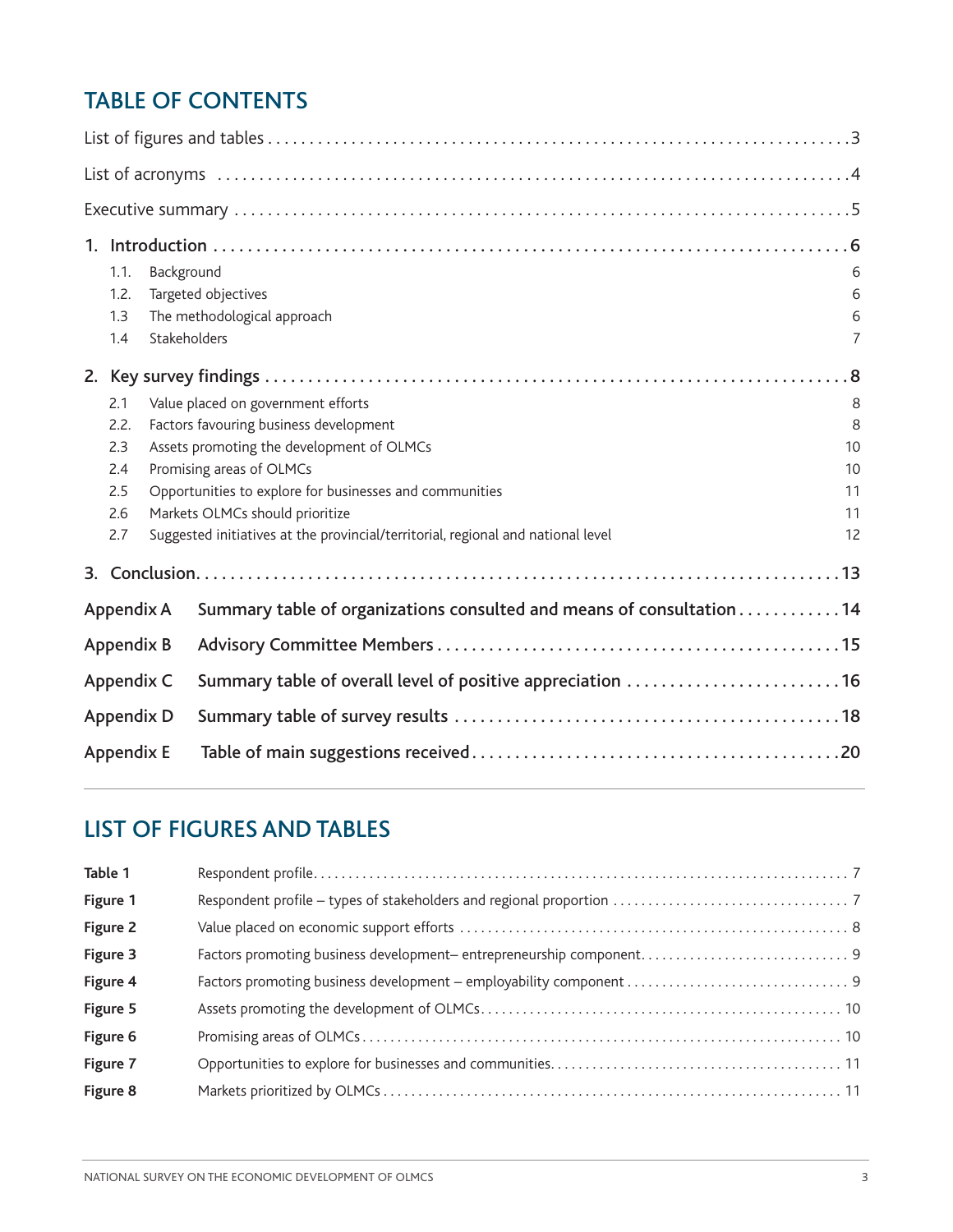## TABLE OF CONTENTS

List of figures and tables ..........3

List of acronyms ..........4

Executive summary ..........5

1. Introduction ..........6
   - 1.1. Background 6
   - 1.2. Targeted objectives 6
   - 1.3 The methodological approach 6
   - 1.4 Stakeholders 7
2. Key survey findings ..........8
   - 2.1 Value placed on government efforts 8
   - 2.2. Factors favouring business development 8
   - 2.3 Assets promoting the development of OLMCs 10
   - 2.4 Promising areas of OLMCs 10
   - 2.5 Opportunities to explore for businesses and communities 11
   - 2.6 Markets OLMCs should prioritize 11
   - 2.7 Suggested initiatives at the provincial/territorial, regional and national level 12
3. Conclusion ..........13

Appendix A Summary table of organizations consulted and means of consultation ..........14

Appendix B Advisory Committee Members ..........15

Appendix C Summary table of overall level of positive appreciation ..........16

Appendix D Summary table of survey results ..........18

Appendix E Table of main suggestions received ..........20

## LIST OF FIGURES AND TABLES

| | | |
|---|---|---|
| **Table 1** | Respondent profile | 7 |
| **Figure 1** | Respondent profile – types of stakeholders and regional proportion | 7 |
| **Figure 2** | Value placed on economic support efforts | 8 |
| **Figure 3** | Factors promoting business development– entrepreneurship component | 9 |
| **Figure 4** | Factors promoting business development – employability component | 9 |
| **Figure 5** | Assets promoting the development of OLMCs | 10 |
| **Figure 6** | Promising areas of OLMCs | 10 |
| **Figure 7** | Opportunities to explore for businesses and communities | 11 |
| **Figure 8** | Markets prioritized by OLMCs | 11 |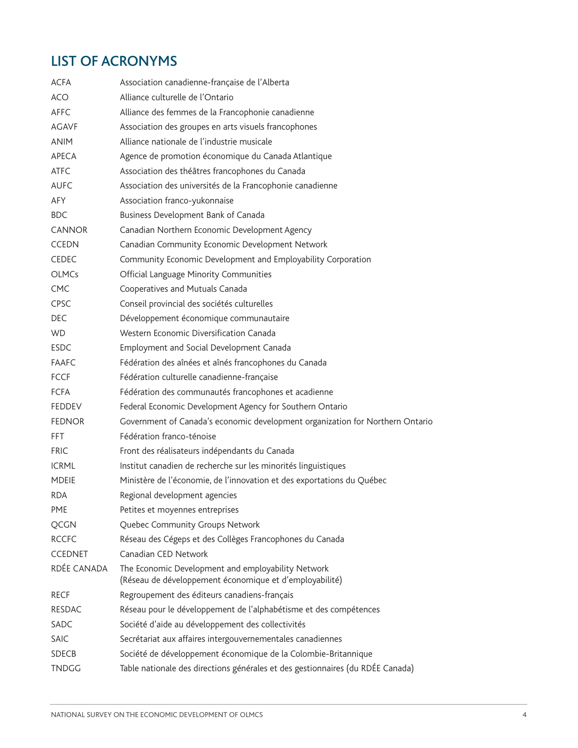## LIST OF ACRONYMS

| | |
|---|---|
| ACFA | Association canadienne-française de l'Alberta |
| ACO | Alliance culturelle de l'Ontario |
| AFFC | Alliance des femmes de la Francophonie canadienne |
| AGAVF | Association des groupes en arts visuels francophones |
| ANIM | Alliance nationale de l'industrie musicale |
| APECA | Agence de promotion économique du Canada Atlantique |
| ATFC | Association des théâtres francophones du Canada |
| AUFC | Association des universités de la Francophonie canadienne |
| AFY | Association franco-yukonnaise |
| BDC | Business Development Bank of Canada |
| CANNOR | Canadian Northern Economic Development Agency |
| CCEDN | Canadian Community Economic Development Network |
| CEDEC | Community Economic Development and Employability Corporation |
| OLMCs | Official Language Minority Communities |
| CMC | Cooperatives and Mutuals Canada |
| CPSC | Conseil provincial des sociétés culturelles |
| DEC | Développement économique communautaire |
| WD | Western Economic Diversification Canada |
| ESDC | Employment and Social Development Canada |
| FAAFC | Fédération des aînées et aînés francophones du Canada |
| FCCF | Fédération culturelle canadienne-française |
| FCFA | Fédération des communautés francophones et acadienne |
| FEDDEV | Federal Economic Development Agency for Southern Ontario |
| FEDNOR | Government of Canada's economic development organization for Northern Ontario |
| FFT | Fédération franco-ténoise |
| FRIC | Front des réalisateurs indépendants du Canada |
| ICRML | Institut canadien de recherche sur les minorités linguistiques |
| MDEIE | Ministère de l'économie, de l'innovation et des exportations du Québec |
| RDA | Regional development agencies |
| PME | Petites et moyennes entreprises |
| QCGN | Quebec Community Groups Network |
| RCCFC | Réseau des Cégeps et des Collèges Francophones du Canada |
| CCEDNET | Canadian CED Network |
| RDÉE CANADA | The Economic Development and employability Network (Réseau de développement économique et d'employabilité) |
| RECF | Regroupement des éditeurs canadiens-français |
| RESDAC | Réseau pour le développement de l'alphabétisme et des compétences |
| SADC | Société d'aide au développement des collectivités |
| SAIC | Secrétariat aux affaires intergouvernementales canadiennes |
| SDECB | Société de développement économique de la Colombie-Britannique |
| TNDGG | Table nationale des directions générales et des gestionnaires (du RDÉE Canada) |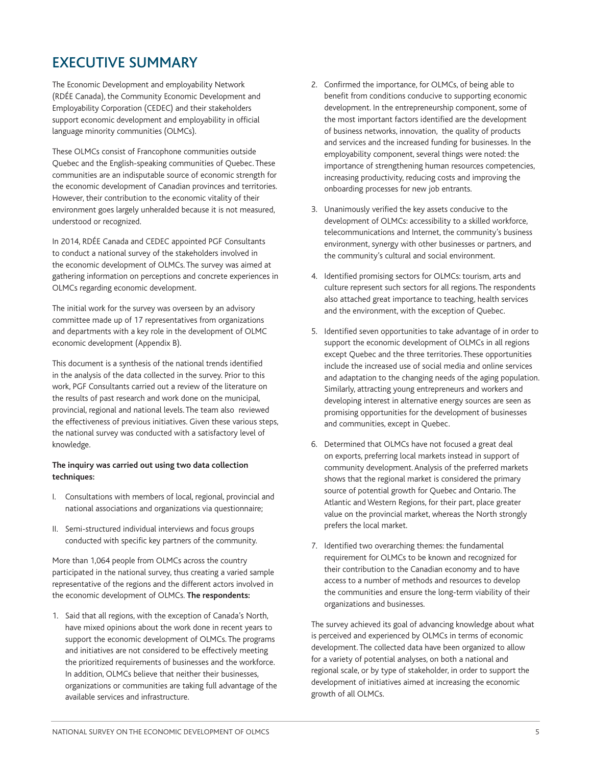# EXECUTIVE SUMMARY

The Economic Development and employability Network (RDÉE Canada), the Community Economic Development and Employability Corporation (CEDEC) and their stakeholders support economic development and employability in official language minority communities (OLMCs).

These OLMCs consist of Francophone communities outside Quebec and the English-speaking communities of Quebec. These communities are an indisputable source of economic strength for the economic development of Canadian provinces and territories. However, their contribution to the economic vitality of their environment goes largely unheralded because it is not measured, understood or recognized.

In 2014, RDÉE Canada and CEDEC appointed PGF Consultants to conduct a national survey of the stakeholders involved in the economic development of OLMCs. The survey was aimed at gathering information on perceptions and concrete experiences in OLMCs regarding economic development.

The initial work for the survey was overseen by an advisory committee made up of 17 representatives from organizations and departments with a key role in the development of OLMC economic development (Appendix B).

This document is a synthesis of the national trends identified in the analysis of the data collected in the survey. Prior to this work, PGF Consultants carried out a review of the literature on the results of past research and work done on the municipal, provincial, regional and national levels. The team also reviewed the effectiveness of previous initiatives. Given these various steps, the national survey was conducted with a satisfactory level of knowledge.

**The inquiry was carried out using two data collection techniques:**

I. Consultations with members of local, regional, provincial and national associations and organizations via questionnaire;

II. Semi-structured individual interviews and focus groups conducted with specific key partners of the community.

More than 1,064 people from OLMCs across the country participated in the national survey, thus creating a varied sample representative of the regions and the different actors involved in the economic development of OLMCs. **The respondents:**

1. Said that all regions, with the exception of Canada's North, have mixed opinions about the work done in recent years to support the economic development of OLMCs. The programs and initiatives are not considered to be effectively meeting the prioritized requirements of businesses and the workforce. In addition, OLMCs believe that neither their businesses, organizations or communities are taking full advantage of the available services and infrastructure.

2. Confirmed the importance, for OLMCs, of being able to benefit from conditions conducive to supporting economic development. In the entrepreneurship component, some of the most important factors identified are the development of business networks, innovation, the quality of products and services and the increased funding for businesses. In the employability component, several things were noted: the importance of strengthening human resources competencies, increasing productivity, reducing costs and improving the onboarding processes for new job entrants.

3. Unanimously verified the key assets conducive to the development of OLMCs: accessibility to a skilled workforce, telecommunications and Internet, the community's business environment, synergy with other businesses or partners, and the community's cultural and social environment.

4. Identified promising sectors for OLMCs: tourism, arts and culture represent such sectors for all regions. The respondents also attached great importance to teaching, health services and the environment, with the exception of Quebec.

5. Identified seven opportunities to take advantage of in order to support the economic development of OLMCs in all regions except Quebec and the three territories. These opportunities include the increased use of social media and online services and adaptation to the changing needs of the aging population. Similarly, attracting young entrepreneurs and workers and developing interest in alternative energy sources are seen as promising opportunities for the development of businesses and communities, except in Quebec.

6. Determined that OLMCs have not focused a great deal on exports, preferring local markets instead in support of community development. Analysis of the preferred markets shows that the regional market is considered the primary source of potential growth for Quebec and Ontario. The Atlantic and Western Regions, for their part, place greater value on the provincial market, whereas the North strongly prefers the local market.

7. Identified two overarching themes: the fundamental requirement for OLMCs to be known and recognized for their contribution to the Canadian economy and to have access to a number of methods and resources to develop the communities and ensure the long-term viability of their organizations and businesses.

The survey achieved its goal of advancing knowledge about what is perceived and experienced by OLMCs in terms of economic development. The collected data have been organized to allow for a variety of potential analyses, on both a national and regional scale, or by type of stakeholder, in order to support the development of initiatives aimed at increasing the economic growth of all OLMCs.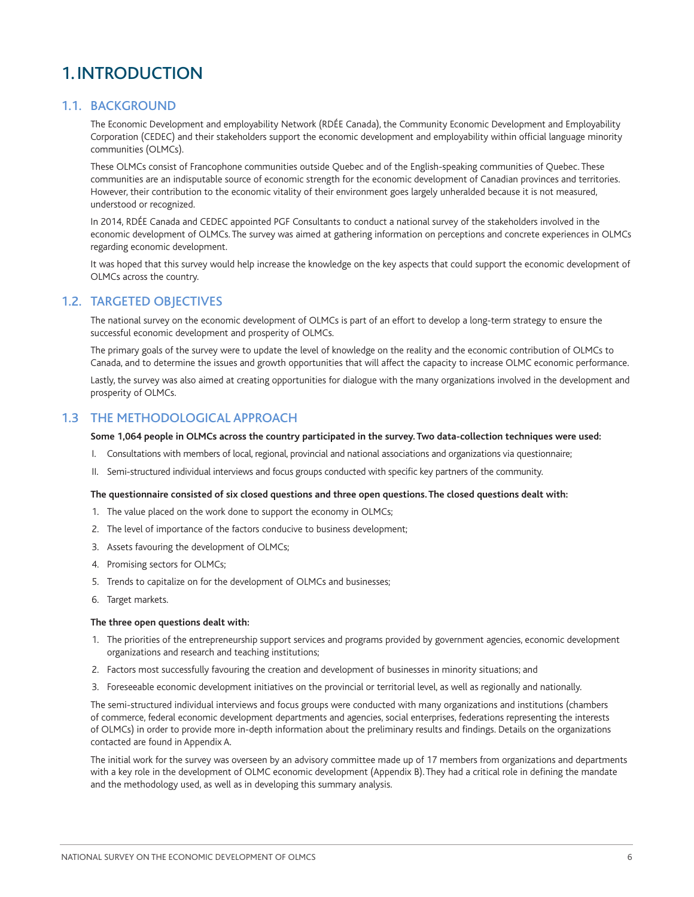# 1. INTRODUCTION

## 1.1. BACKGROUND

The Economic Development and employability Network (RDÉE Canada), the Community Economic Development and Employability Corporation (CEDEC) and their stakeholders support the economic development and employability within official language minority communities (OLMCs).

These OLMCs consist of Francophone communities outside Quebec and of the English-speaking communities of Quebec. These communities are an indisputable source of economic strength for the economic development of Canadian provinces and territories. However, their contribution to the economic vitality of their environment goes largely unheralded because it is not measured, understood or recognized.

In 2014, RDÉE Canada and CEDEC appointed PGF Consultants to conduct a national survey of the stakeholders involved in the economic development of OLMCs. The survey was aimed at gathering information on perceptions and concrete experiences in OLMCs regarding economic development.

It was hoped that this survey would help increase the knowledge on the key aspects that could support the economic development of OLMCs across the country.

## 1.2. TARGETED OBJECTIVES

The national survey on the economic development of OLMCs is part of an effort to develop a long-term strategy to ensure the successful economic development and prosperity of OLMCs.

The primary goals of the survey were to update the level of knowledge on the reality and the economic contribution of OLMCs to Canada, and to determine the issues and growth opportunities that will affect the capacity to increase OLMC economic performance.

Lastly, the survey was also aimed at creating opportunities for dialogue with the many organizations involved in the development and prosperity of OLMCs.

## 1.3 THE METHODOLOGICAL APPROACH

**Some 1,064 people in OLMCs across the country participated in the survey. Two data-collection techniques were used:**

I. Consultations with members of local, regional, provincial and national associations and organizations via questionnaire;

II. Semi-structured individual interviews and focus groups conducted with specific key partners of the community.

**The questionnaire consisted of six closed questions and three open questions. The closed questions dealt with:**

1. The value placed on the work done to support the economy in OLMCs;
2. The level of importance of the factors conducive to business development;
3. Assets favouring the development of OLMCs;
4. Promising sectors for OLMCs;
5. Trends to capitalize on for the development of OLMCs and businesses;
6. Target markets.

**The three open questions dealt with:**

1. The priorities of the entrepreneurship support services and programs provided by government agencies, economic development organizations and research and teaching institutions;
2. Factors most successfully favouring the creation and development of businesses in minority situations; and
3. Foreseeable economic development initiatives on the provincial or territorial level, as well as regionally and nationally.

The semi-structured individual interviews and focus groups were conducted with many organizations and institutions (chambers of commerce, federal economic development departments and agencies, social enterprises, federations representing the interests of OLMCs) in order to provide more in-depth information about the preliminary results and findings. Details on the organizations contacted are found in Appendix A.

The initial work for the survey was overseen by an advisory committee made up of 17 members from organizations and departments with a key role in the development of OLMC economic development (Appendix B). They had a critical role in defining the mandate and the methodology used, as well as in developing this summary analysis.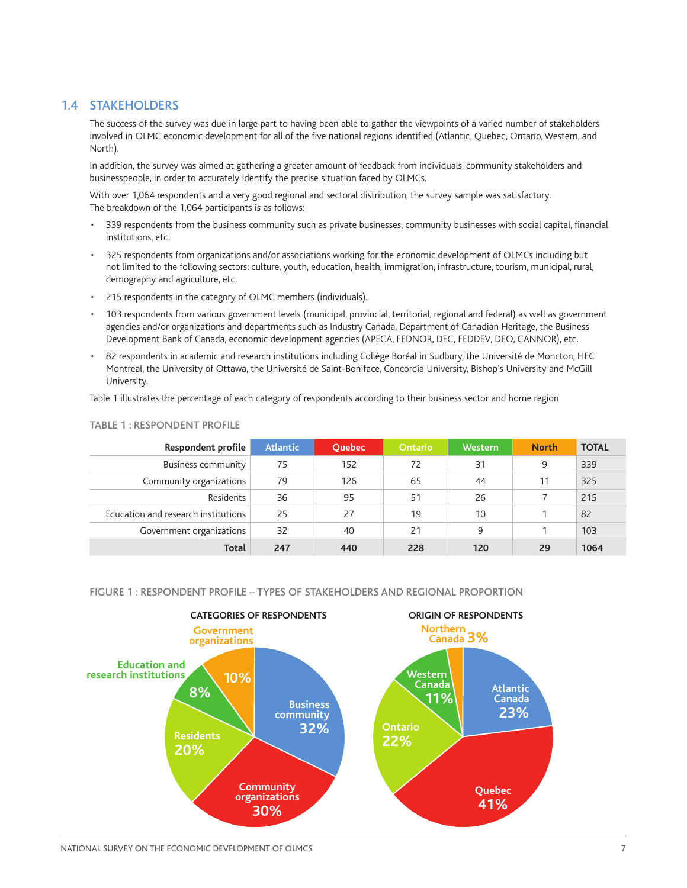## 1.4 STAKEHOLDERS

The success of the survey was due in large part to having been able to gather the viewpoints of a varied number of stakeholders involved in OLMC economic development for all of the five national regions identified (Atlantic, Quebec, Ontario, Western, and North).

In addition, the survey was aimed at gathering a greater amount of feedback from individuals, community stakeholders and businesspeople, in order to accurately identify the precise situation faced by OLMCs.

With over 1,064 respondents and a very good regional and sectoral distribution, the survey sample was satisfactory. The breakdown of the 1,064 participants is as follows:

- 339 respondents from the business community such as private businesses, community businesses with social capital, financial institutions, etc.
- 325 respondents from organizations and/or associations working for the economic development of OLMCs including but not limited to the following sectors: culture, youth, education, health, immigration, infrastructure, tourism, municipal, rural, demography and agriculture, etc.
- 215 respondents in the category of OLMC members (individuals).
- 103 respondents from various government levels (municipal, provincial, territorial, regional and federal) as well as government agencies and/or organizations and departments such as Industry Canada, Department of Canadian Heritage, the Business Development Bank of Canada, economic development agencies (APECA, FEDNOR, DEC, FEDDEV, DEO, CANNOR), etc.
- 82 respondents in academic and research institutions including Collège Boréal in Sudbury, the Université de Moncton, HEC Montreal, the University of Ottawa, the Université de Saint-Boniface, Concordia University, Bishop's University and McGill University.

Table 1 illustrates the percentage of each category of respondents according to their business sector and home region

TABLE 1 : RESPONDENT PROFILE

| Respondent profile | Atlantic | Quebec | Ontario | Western | North | TOTAL |
|---|---|---|---|---|---|---|
| Business community | 75 | 152 | 72 | 31 | 9 | 339 |
| Community organizations | 79 | 126 | 65 | 44 | 11 | 325 |
| Residents | 36 | 95 | 51 | 26 | 7 | 215 |
| Education and research institutions | 25 | 27 | 19 | 10 | 1 | 82 |
| Government organizations | 32 | 40 | 21 | 9 | 1 | 103 |
| **Total** | **247** | **440** | **228** | **120** | **29** | **1064** |

FIGURE 1 : RESPONDENT PROFILE – TYPES OF STAKEHOLDERS AND REGIONAL PROPORTION

**CATEGORIES OF RESPONDENTS**

- Business community 32%
- Community organizations 30%
- Residents 20%
- Education and research institutions 8%
- Government organizations 10%

**ORIGIN OF RESPONDENTS**

- Atlantic Canada 23%
- Quebec 41%
- Ontario 22%
- Western Canada 11%
- Northern Canada 3%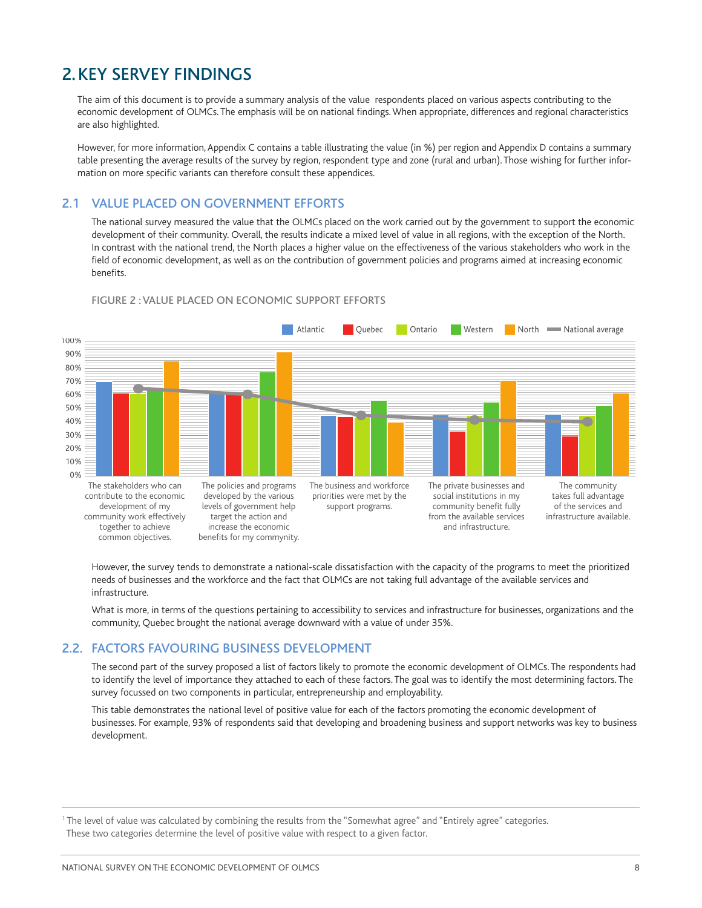# 2. KEY SERVEY FINDINGS

The aim of this document is to provide a summary analysis of the value respondents placed on various aspects contributing to the economic development of OLMCs. The emphasis will be on national findings. When appropriate, differences and regional characteristics are also highlighted.

However, for more information, Appendix C contains a table illustrating the value (in %) per region and Appendix D contains a summary table presenting the average results of the survey by region, respondent type and zone (rural and urban). Those wishing for further information on more specific variants can therefore consult these appendices.

## 2.1 VALUE PLACED ON GOVERNMENT EFFORTS

The national survey measured the value that the OLMCs placed on the work carried out by the government to support the economic development of their community. Overall, the results indicate a mixed level of value in all regions, with the exception of the North. In contrast with the national trend, the North places a higher value on the effectiveness of the various stakeholders who work in the field of economic development, as well as on the contribution of government policies and programs aimed at increasing economic benefits.

FIGURE 2 : VALUE PLACED ON ECONOMIC SUPPORT EFFORTS

Atlantic | Quebec | Ontario | Western | North | National average

100% | 90% | 80% | 70% | 60% | 50% | 40% | 30% | 20% | 10% | 0%

The stakeholders who can contribute to the economic development of my community work effectively together to achieve common objectives.

The policies and programs developed by the various levels of government help target the action and increase the economic benefits for my commynity.

The business and workforce priorities were met by the support programs.

The private businesses and social institutions in my community benefit fully from the available services and infrastructure.

The community takes full advantage of the services and infrastructure available.

However, the survey tends to demonstrate a national-scale dissatisfaction with the capacity of the programs to meet the prioritized needs of businesses and the workforce and the fact that OLMCs are not taking full advantage of the available services and infrastructure.

What is more, in terms of the questions pertaining to accessibility to services and infrastructure for businesses, organizations and the community, Quebec brought the national average downward with a value of under 35%.

## 2.2. FACTORS FAVOURING BUSINESS DEVELOPMENT

The second part of the survey proposed a list of factors likely to promote the economic development of OLMCs. The respondents had to identify the level of importance they attached to each of these factors. The goal was to identify the most determining factors. The survey focussed on two components in particular, entrepreneurship and employability.

This table demonstrates the national level of positive value for each of the factors promoting the economic development of businesses. For example, 93% of respondents said that developing and broadening business and support networks was key to business development.

[1] The level of value was calculated by combining the results from the "Somewhat agree" and "Entirely agree" categories. These two categories determine the level of positive value with respect to a given factor.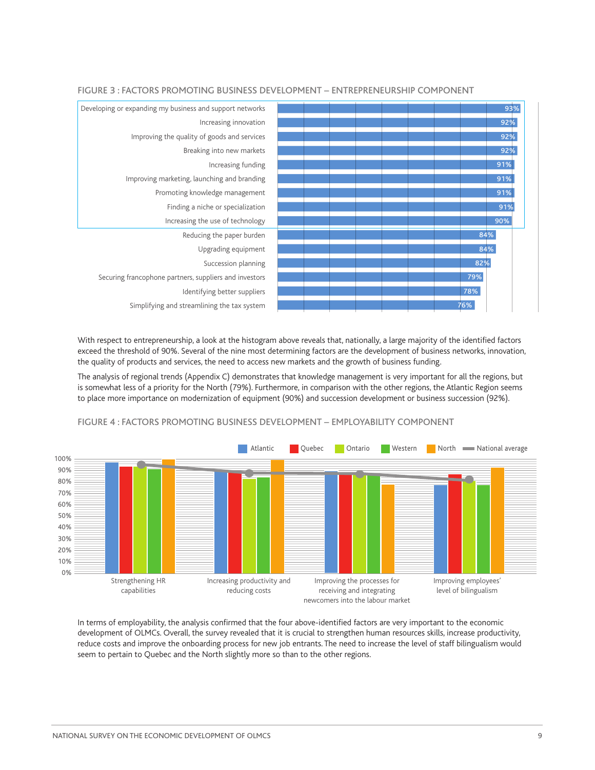FIGURE 3 : FACTORS PROMOTING BUSINESS DEVELOPMENT – ENTREPRENEURSHIP COMPONENT

| Factor | % |
|---|---|
| Developing or expanding my business and support networks | 93% |
| Increasing innovation | 92% |
| Improving the quality of goods and services | 92% |
| Breaking into new markets | 92% |
| Increasing funding | 91% |
| Improving marketing, launching and branding | 91% |
| Promoting knowledge management | 91% |
| Finding a niche or specialization | 91% |
| Increasing the use of technology | 90% |
| Reducing the paper burden | 84% |
| Upgrading equipment | 84% |
| Succession planning | 82% |
| Securing francophone partners, suppliers and investors | 79% |
| Identifying better suppliers | 78% |
| Simplifying and streamlining the tax system | 76% |

With respect to entrepreneurship, a look at the histogram above reveals that, nationally, a large majority of the identified factors exceed the threshold of 90%. Several of the nine most determining factors are the development of business networks, innovation, the quality of products and services, the need to access new markets and the growth of business funding.

The analysis of regional trends (Appendix C) demonstrates that knowledge management is very important for all the regions, but is somewhat less of a priority for the North (79%). Furthermore, in comparison with the other regions, the Atlantic Region seems to place more importance on modernization of equipment (90%) and succession development or business succession (92%).

FIGURE 4 : FACTORS PROMOTING BUSINESS DEVELOPMENT – EMPLOYABILITY COMPONENT

Legend: Atlantic, Quebec, Ontario, Western, North, National average

Categories: Strengthening HR capabilities; Increasing productivity and reducing costs; Improving the processes for receiving and integrating newcomers into the labour market; Improving employees' level of bilingualism

In terms of employability, the analysis confirmed that the four above-identified factors are very important to the economic development of OLMCs. Overall, the survey revealed that it is crucial to strengthen human resources skills, increase productivity, reduce costs and improve the onboarding process for new job entrants. The need to increase the level of staff bilingualism would seem to pertain to Quebec and the North slightly more so than to the other regions.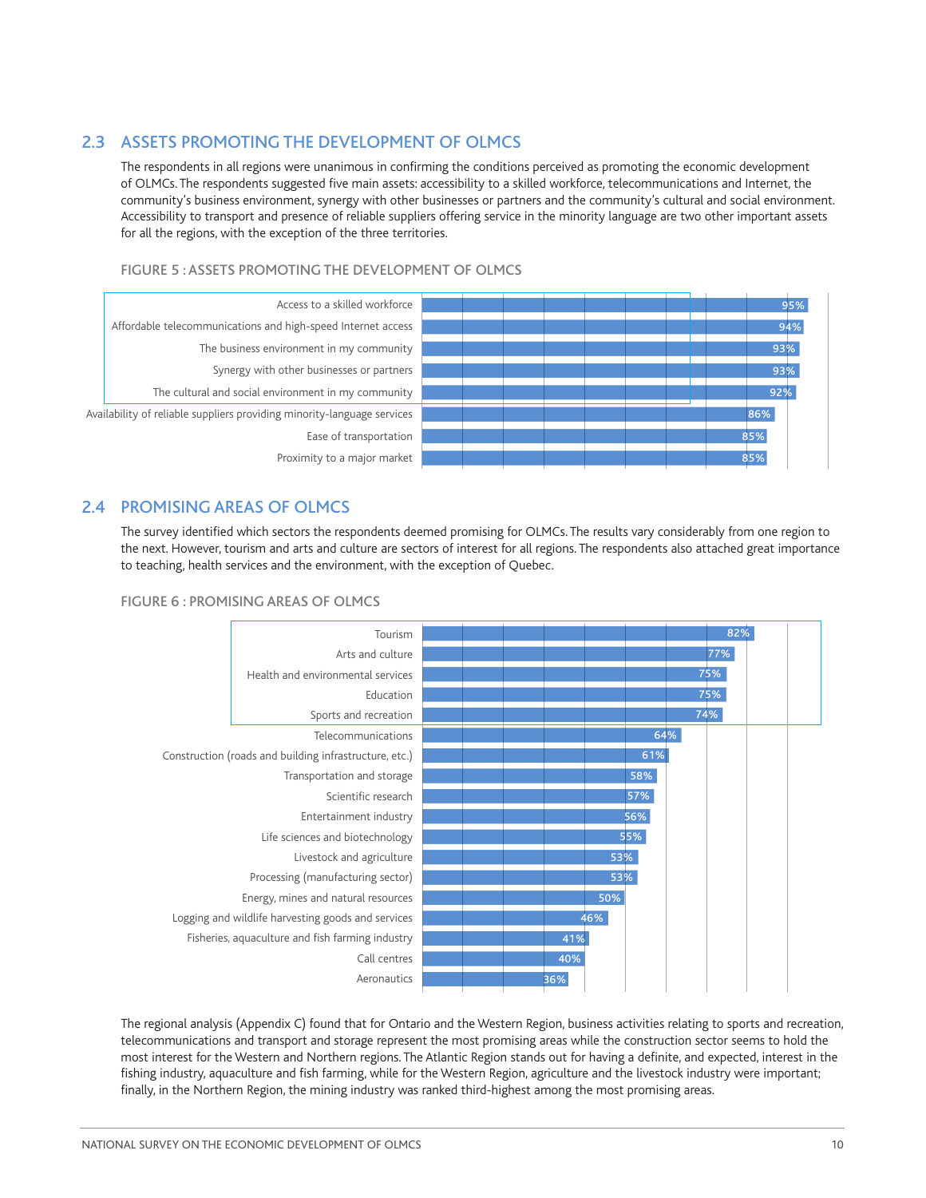## 2.3 ASSETS PROMOTING THE DEVELOPMENT OF OLMCS

The respondents in all regions were unanimous in confirming the conditions perceived as promoting the economic development of OLMCs. The respondents suggested five main assets: accessibility to a skilled workforce, telecommunications and Internet, the community's business environment, synergy with other businesses or partners and the community's cultural and social environment. Accessibility to transport and presence of reliable suppliers offering service in the minority language are two other important assets for all the regions, with the exception of the three territories.

FIGURE 5 : ASSETS PROMOTING THE DEVELOPMENT OF OLMCS

| Asset | % |
|---|---|
| Access to a skilled workforce | 95% |
| Affordable telecommunications and high-speed Internet access | 94% |
| The business environment in my community | 93% |
| Synergy with other businesses or partners | 93% |
| The cultural and social environment in my community | 92% |
| Availability of reliable suppliers providing minority-language services | 86% |
| Ease of transportation | 85% |
| Proximity to a major market | 85% |

## 2.4 PROMISING AREAS OF OLMCS

The survey identified which sectors the respondents deemed promising for OLMCs. The results vary considerably from one region to the next. However, tourism and arts and culture are sectors of interest for all regions. The respondents also attached great importance to teaching, health services and the environment, with the exception of Quebec.

FIGURE 6 : PROMISING AREAS OF OLMCS

| Area | % |
|---|---|
| Tourism | 82% |
| Arts and culture | 77% |
| Health and environmental services | 75% |
| Education | 75% |
| Sports and recreation | 74% |
| Telecommunications | 64% |
| Construction (roads and building infrastructure, etc.) | 61% |
| Transportation and storage | 58% |
| Scientific research | 57% |
| Entertainment industry | 56% |
| Life sciences and biotechnology | 55% |
| Livestock and agriculture | 53% |
| Processing (manufacturing sector) | 53% |
| Energy, mines and natural resources | 50% |
| Logging and wildlife harvesting goods and services | 46% |
| Fisheries, aquaculture and fish farming industry | 41% |
| Call centres | 40% |
| Aeronautics | 36% |

The regional analysis (Appendix C) found that for Ontario and the Western Region, business activities relating to sports and recreation, telecommunications and transport and storage represent the most promising areas while the construction sector seems to hold the most interest for the Western and Northern regions. The Atlantic Region stands out for having a definite, and expected, interest in the fishing industry, aquaculture and fish farming, while for the Western Region, agriculture and the livestock industry were important; finally, in the Northern Region, the mining industry was ranked third-highest among the most promising areas.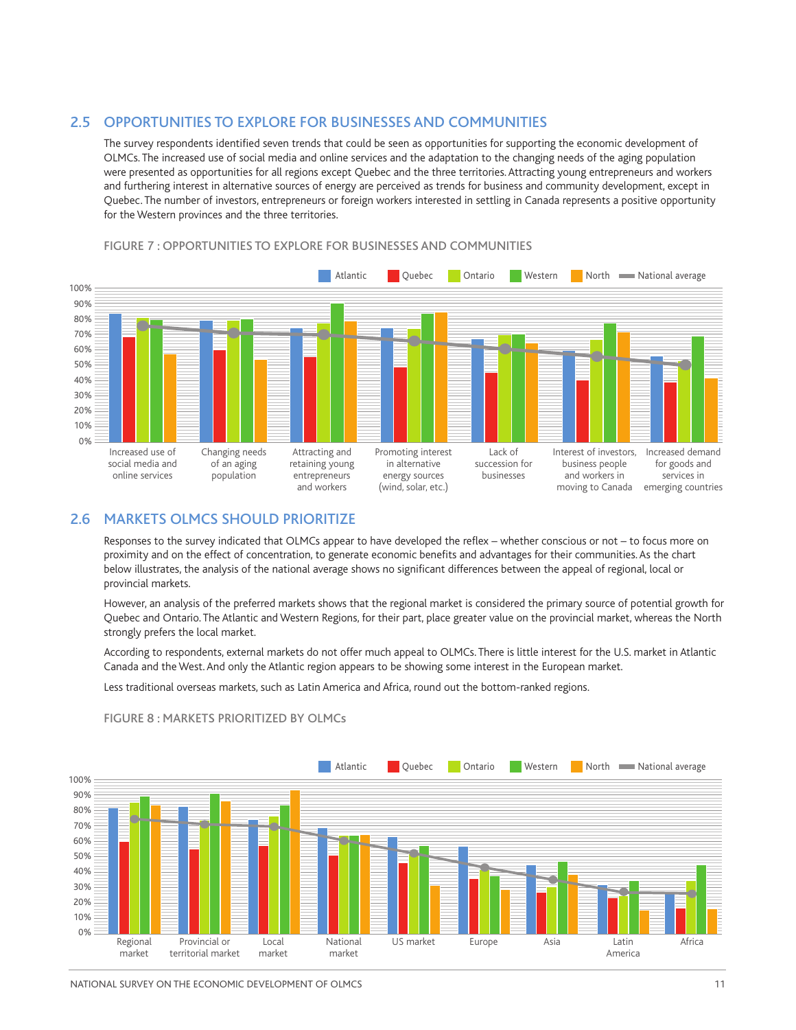## 2.5 OPPORTUNITIES TO EXPLORE FOR BUSINESSES AND COMMUNITIES

The survey respondents identified seven trends that could be seen as opportunities for supporting the economic development of OLMCs. The increased use of social media and online services and the adaptation to the changing needs of the aging population were presented as opportunities for all regions except Quebec and the three territories. Attracting young entrepreneurs and workers and furthering interest in alternative sources of energy are perceived as trends for business and community development, except in Quebec. The number of investors, entrepreneurs or foreign workers interested in settling in Canada represents a positive opportunity for the Western provinces and the three territories.

FIGURE 7 : OPPORTUNITIES TO EXPLORE FOR BUSINESSES AND COMMUNITIES

## 2.6 MARKETS OLMCS SHOULD PRIORITIZE

Responses to the survey indicated that OLMCs appear to have developed the reflex – whether conscious or not – to focus more on proximity and on the effect of concentration, to generate economic benefits and advantages for their communities. As the chart below illustrates, the analysis of the national average shows no significant differences between the appeal of regional, local or provincial markets.

However, an analysis of the preferred markets shows that the regional market is considered the primary source of potential growth for Quebec and Ontario. The Atlantic and Western Regions, for their part, place greater value on the provincial market, whereas the North strongly prefers the local market.

According to respondents, external markets do not offer much appeal to OLMCs. There is little interest for the U.S. market in Atlantic Canada and the West. And only the Atlantic region appears to be showing some interest in the European market.

Less traditional overseas markets, such as Latin America and Africa, round out the bottom-ranked regions.

FIGURE 8 : MARKETS PRIORITIZED BY OLMCs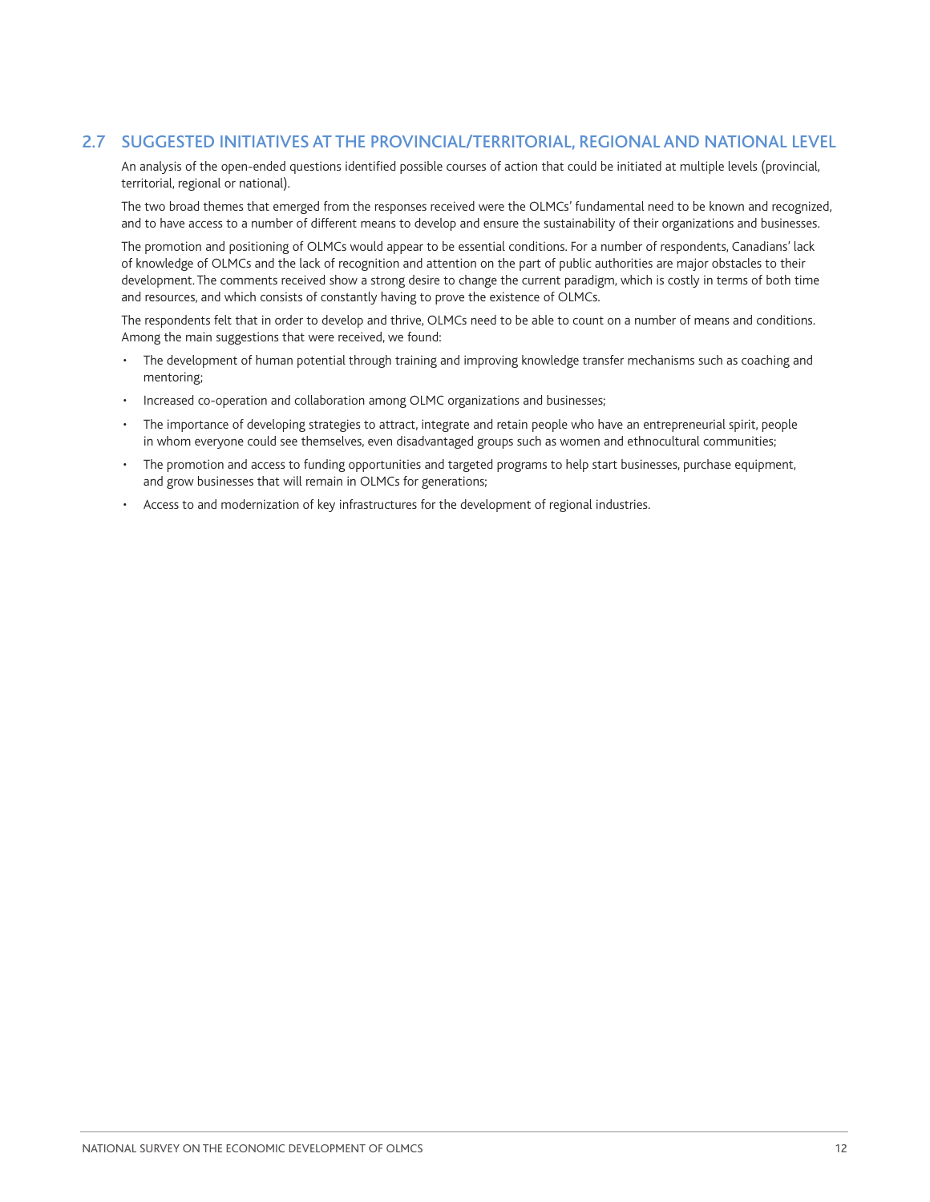## 2.7 SUGGESTED INITIATIVES AT THE PROVINCIAL/TERRITORIAL, REGIONAL AND NATIONAL LEVEL

An analysis of the open-ended questions identified possible courses of action that could be initiated at multiple levels (provincial, territorial, regional or national).

The two broad themes that emerged from the responses received were the OLMCs' fundamental need to be known and recognized, and to have access to a number of different means to develop and ensure the sustainability of their organizations and businesses.

The promotion and positioning of OLMCs would appear to be essential conditions. For a number of respondents, Canadians' lack of knowledge of OLMCs and the lack of recognition and attention on the part of public authorities are major obstacles to their development. The comments received show a strong desire to change the current paradigm, which is costly in terms of both time and resources, and which consists of constantly having to prove the existence of OLMCs.

The respondents felt that in order to develop and thrive, OLMCs need to be able to count on a number of means and conditions. Among the main suggestions that were received, we found:

- The development of human potential through training and improving knowledge transfer mechanisms such as coaching and mentoring;
- Increased co-operation and collaboration among OLMC organizations and businesses;
- The importance of developing strategies to attract, integrate and retain people who have an entrepreneurial spirit, people in whom everyone could see themselves, even disadvantaged groups such as women and ethnocultural communities;
- The promotion and access to funding opportunities and targeted programs to help start businesses, purchase equipment, and grow businesses that will remain in OLMCs for generations;
- Access to and modernization of key infrastructures for the development of regional industries.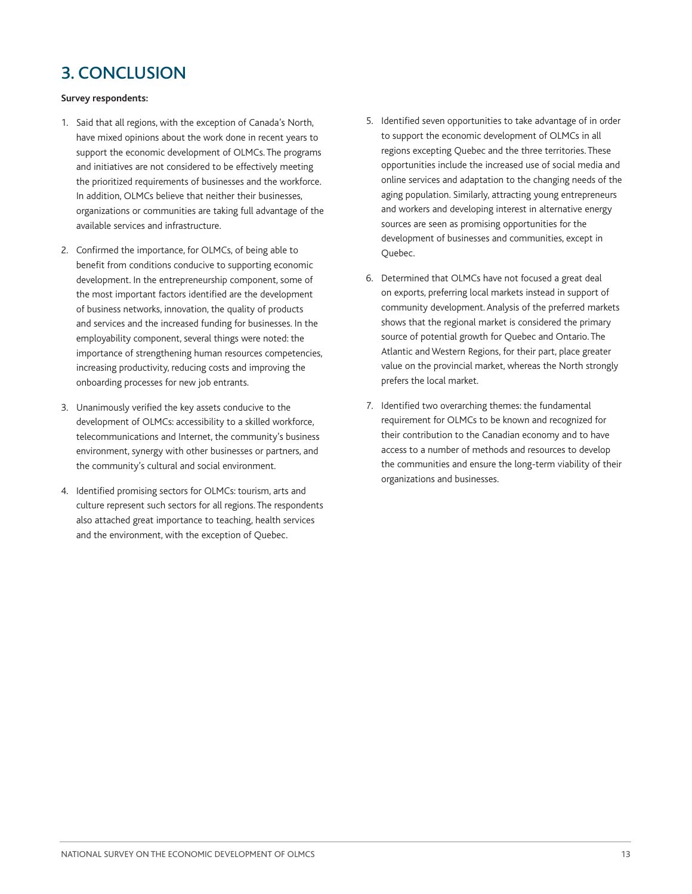# 3. CONCLUSION

**Survey respondents:**

1. Said that all regions, with the exception of Canada's North, have mixed opinions about the work done in recent years to support the economic development of OLMCs. The programs and initiatives are not considered to be effectively meeting the prioritized requirements of businesses and the workforce. In addition, OLMCs believe that neither their businesses, organizations or communities are taking full advantage of the available services and infrastructure.

2. Confirmed the importance, for OLMCs, of being able to benefit from conditions conducive to supporting economic development. In the entrepreneurship component, some of the most important factors identified are the development of business networks, innovation, the quality of products and services and the increased funding for businesses. In the employability component, several things were noted: the importance of strengthening human resources competencies, increasing productivity, reducing costs and improving the onboarding processes for new job entrants.

3. Unanimously verified the key assets conducive to the development of OLMCs: accessibility to a skilled workforce, telecommunications and Internet, the community's business environment, synergy with other businesses or partners, and the community's cultural and social environment.

4. Identified promising sectors for OLMCs: tourism, arts and culture represent such sectors for all regions. The respondents also attached great importance to teaching, health services and the environment, with the exception of Quebec.

5. Identified seven opportunities to take advantage of in order to support the economic development of OLMCs in all regions excepting Quebec and the three territories. These opportunities include the increased use of social media and online services and adaptation to the changing needs of the aging population. Similarly, attracting young entrepreneurs and workers and developing interest in alternative energy sources are seen as promising opportunities for the development of businesses and communities, except in Quebec.

6. Determined that OLMCs have not focused a great deal on exports, preferring local markets instead in support of community development. Analysis of the preferred markets shows that the regional market is considered the primary source of potential growth for Quebec and Ontario. The Atlantic and Western Regions, for their part, place greater value on the provincial market, whereas the North strongly prefers the local market.

7. Identified two overarching themes: the fundamental requirement for OLMCs to be known and recognized for their contribution to the Canadian economy and to have access to a number of methods and resources to develop the communities and ensure the long-term viability of their organizations and businesses.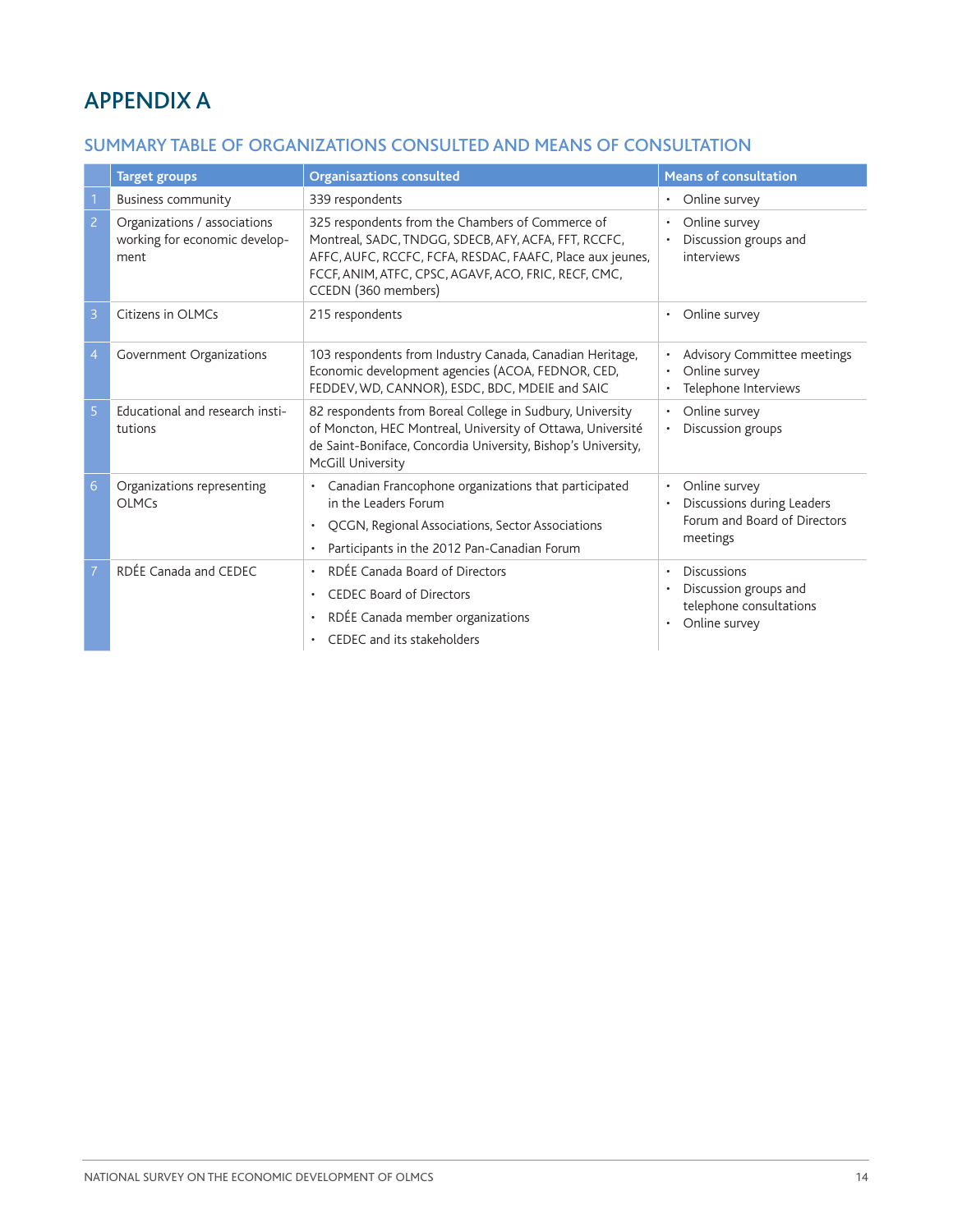# APPENDIX A

## SUMMARY TABLE OF ORGANIZATIONS CONSULTED AND MEANS OF CONSULTATION

| | Target groups | Organisaztions consulted | Means of consultation |
|---|---|---|---|
| 1 | Business community | 339 respondents | • Online survey |
| 2 | Organizations / associations working for economic development | 325 respondents from the Chambers of Commerce of Montreal, SADC, TNDGG, SDECB, AFY, ACFA, FFT, RCCFC, AFFC, AUFC, RCCFC, FCFA, RESDAC, FAAFC, Place aux jeunes, FCCF, ANIM, ATFC, CPSC, AGAVF, ACO, FRIC, RECF, CMC, CCEDN (360 members) | • Online survey<br>• Discussion groups and interviews |
| 3 | Citizens in OLMCs | 215 respondents | • Online survey |
| 4 | Government Organizations | 103 respondents from Industry Canada, Canadian Heritage, Economic development agencies (ACOA, FEDNOR, CED, FEDDEV, WD, CANNOR), ESDC, BDC, MDEIE and SAIC | • Advisory Committee meetings<br>• Online survey<br>• Telephone Interviews |
| 5 | Educational and research institutions | 82 respondents from Boreal College in Sudbury, University of Moncton, HEC Montreal, University of Ottawa, Université de Saint-Boniface, Concordia University, Bishop's University, McGill University | • Online survey<br>• Discussion groups |
| 6 | Organizations representing OLMCs | • Canadian Francophone organizations that participated in the Leaders Forum<br>• QCGN, Regional Associations, Sector Associations<br>• Participants in the 2012 Pan-Canadian Forum | • Online survey<br>• Discussions during Leaders Forum and Board of Directors meetings |
| 7 | RDÉE Canada and CEDEC | • RDÉE Canada Board of Directors<br>• CEDEC Board of Directors<br>• RDÉE Canada member organizations<br>• CEDEC and its stakeholders | • Discussions<br>• Discussion groups and telephone consultations<br>• Online survey |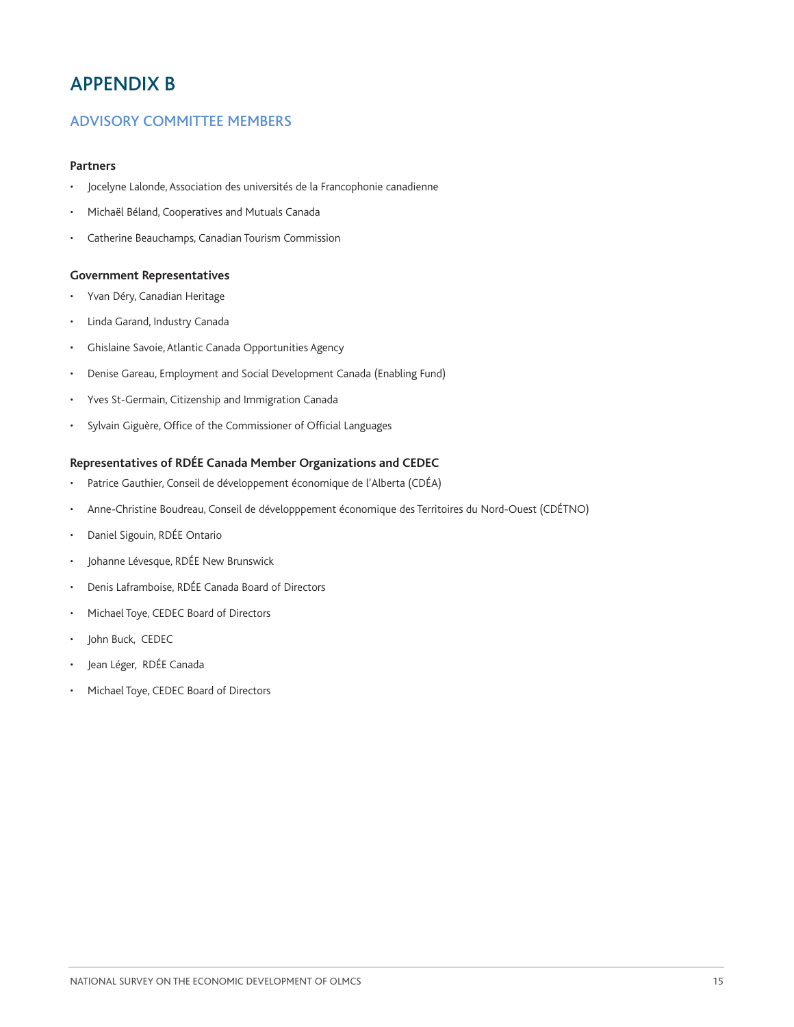# APPENDIX B

## ADVISORY COMMITTEE MEMBERS

**Partners**

- Jocelyne Lalonde, Association des universités de la Francophonie canadienne
- Michaël Béland, Cooperatives and Mutuals Canada
- Catherine Beauchamps, Canadian Tourism Commission

**Government Representatives**

- Yvan Déry, Canadian Heritage
- Linda Garand, Industry Canada
- Ghislaine Savoie, Atlantic Canada Opportunities Agency
- Denise Gareau, Employment and Social Development Canada (Enabling Fund)
- Yves St-Germain, Citizenship and Immigration Canada
- Sylvain Giguère, Office of the Commissioner of Official Languages

**Representatives of RDÉE Canada Member Organizations and CEDEC**

- Patrice Gauthier, Conseil de développement économique de l'Alberta (CDÉA)
- Anne-Christine Boudreau, Conseil de développpement économique des Territoires du Nord-Ouest (CDÉTNO)
- Daniel Sigouin, RDÉE Ontario
- Johanne Lévesque, RDÉE New Brunswick
- Denis Laframboise, RDÉE Canada Board of Directors
- Michael Toye, CEDEC Board of Directors
- John Buck, CEDEC
- Jean Léger, RDÉE Canada
- Michael Toye, CEDEC Board of Directors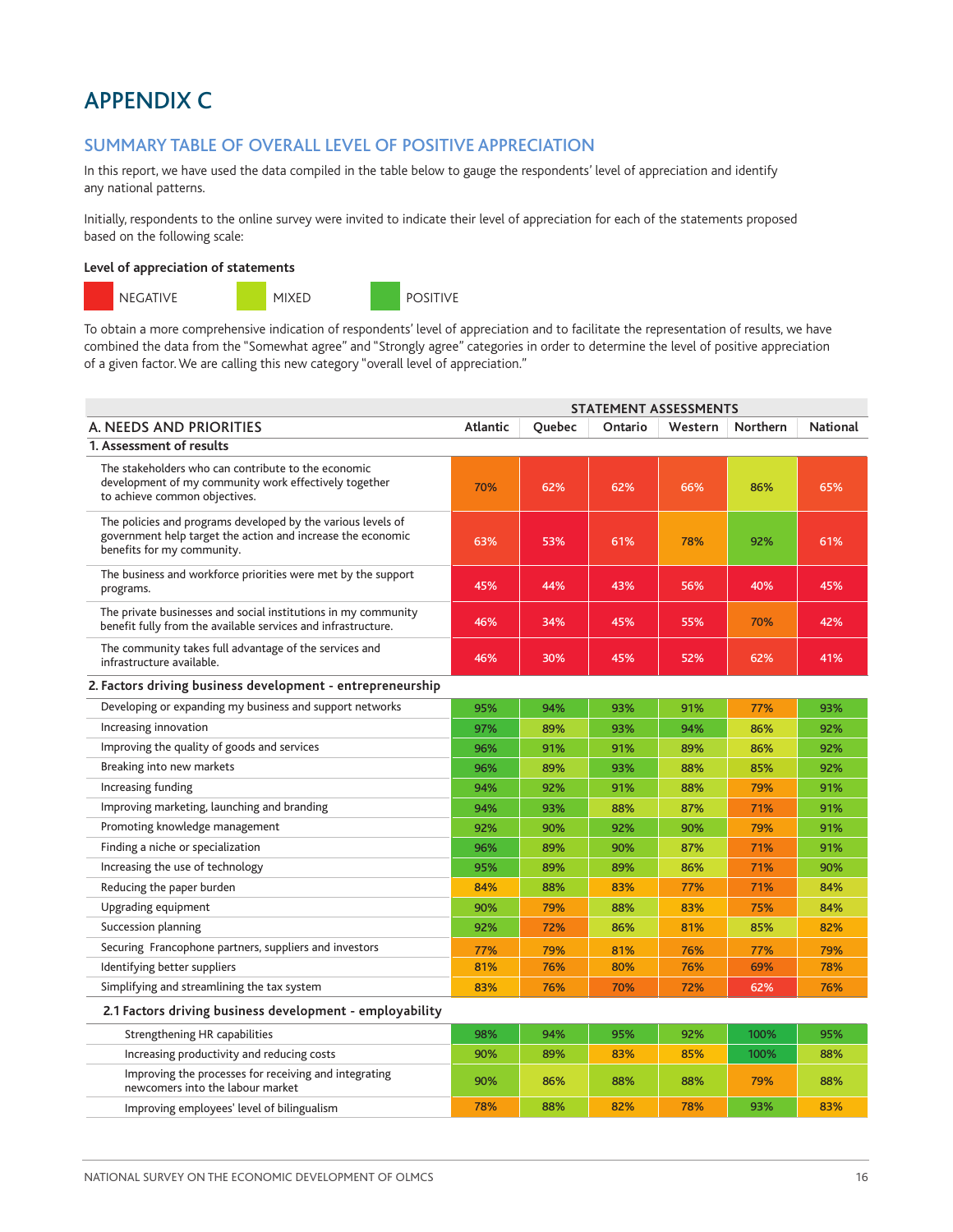# APPENDIX C

## SUMMARY TABLE OF OVERALL LEVEL OF POSITIVE APPRECIATION

In this report, we have used the data compiled in the table below to gauge the respondents' level of appreciation and identify any national patterns.

Initially, respondents to the online survey were invited to indicate their level of appreciation for each of the statements proposed based on the following scale:

**Level of appreciation of statements**

NEGATIVE MIXED POSITIVE

To obtain a more comprehensive indication of respondents' level of appreciation and to facilitate the representation of results, we have combined the data from the "Somewhat agree" and "Strongly agree" categories in order to determine the level of positive appreciation of a given factor. We are calling this new category "overall level of appreciation."

| | STATEMENT ASSESSMENTS | | | | | |
|---|---|---|---|---|---|---|
| **A. NEEDS AND PRIORITIES** | **Atlantic** | **Quebec** | **Ontario** | **Western** | **Northern** | **National** |
| **1. Assessment of results** | | | | | | |
| The stakeholders who can contribute to the economic development of my community work effectively together to achieve common objectives. | 70% | 62% | 62% | 66% | 86% | 65% |
| The policies and programs developed by the various levels of government help target the action and increase the economic benefits for my community. | 63% | 53% | 61% | 78% | 92% | 61% |
| The business and workforce priorities were met by the support programs. | 45% | 44% | 43% | 56% | 40% | 45% |
| The private businesses and social institutions in my community benefit fully from the available services and infrastructure. | 46% | 34% | 45% | 55% | 70% | 42% |
| The community takes full advantage of the services and infrastructure available. | 46% | 30% | 45% | 52% | 62% | 41% |
| **2. Factors driving business development - entrepreneurship** | | | | | | |
| Developing or expanding my business and support networks | 95% | 94% | 93% | 91% | 77% | 93% |
| Increasing innovation | 97% | 89% | 93% | 94% | 86% | 92% |
| Improving the quality of goods and services | 96% | 91% | 91% | 89% | 86% | 92% |
| Breaking into new markets | 96% | 89% | 93% | 88% | 85% | 92% |
| Increasing funding | 94% | 92% | 91% | 88% | 79% | 91% |
| Improving marketing, launching and branding | 94% | 93% | 88% | 87% | 71% | 91% |
| Promoting knowledge management | 92% | 90% | 92% | 90% | 79% | 91% |
| Finding a niche or specialization | 96% | 89% | 90% | 87% | 71% | 91% |
| Increasing the use of technology | 95% | 89% | 89% | 86% | 71% | 90% |
| Reducing the paper burden | 84% | 88% | 83% | 77% | 71% | 84% |
| Upgrading equipment | 90% | 79% | 88% | 83% | 75% | 84% |
| Succession planning | 92% | 72% | 86% | 81% | 85% | 82% |
| Securing Francophone partners, suppliers and investors | 77% | 79% | 81% | 76% | 77% | 79% |
| Identifying better suppliers | 81% | 76% | 80% | 76% | 69% | 78% |
| Simplifying and streamlining the tax system | 83% | 76% | 70% | 72% | 62% | 76% |
| **2.1 Factors driving business development - employability** | | | | | | |
| Strengthening HR capabilities | 98% | 94% | 95% | 92% | 100% | 95% |
| Increasing productivity and reducing costs | 90% | 89% | 83% | 85% | 100% | 88% |
| Improving the processes for receiving and integrating newcomers into the labour market | 90% | 86% | 88% | 88% | 79% | 88% |
| Improving employees' level of bilingualism | 78% | 88% | 82% | 78% | 93% | 83% |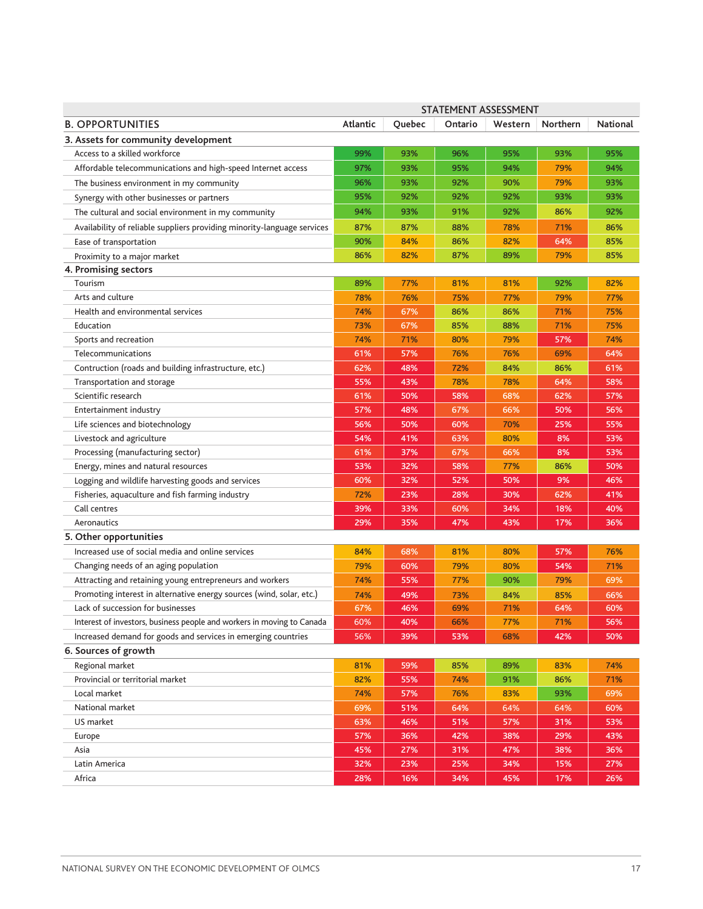| B. OPPORTUNITIES | STATEMENT ASSESSMENT | | | | | |
|---|---|---|---|---|---|---|
| | Atlantic | Quebec | Ontario | Western | Northern | National |
| **3. Assets for community development** | | | | | | |
| Access to a skilled workforce | 99% | 93% | 96% | 95% | 93% | 95% |
| Affordable telecommunications and high-speed Internet access | 97% | 93% | 95% | 94% | 79% | 94% |
| The business environment in my community | 96% | 93% | 92% | 90% | 79% | 93% |
| Synergy with other businesses or partners | 95% | 92% | 92% | 92% | 93% | 93% |
| The cultural and social environment in my community | 94% | 93% | 91% | 92% | 86% | 92% |
| Availability of reliable suppliers providing minority-language services | 87% | 87% | 88% | 78% | 71% | 86% |
| Ease of transportation | 90% | 84% | 86% | 82% | 64% | 85% |
| Proximity to a major market | 86% | 82% | 87% | 89% | 79% | 85% |
| **4. Promising sectors** | | | | | | |
| Tourism | 89% | 77% | 81% | 81% | 92% | 82% |
| Arts and culture | 78% | 76% | 75% | 77% | 79% | 77% |
| Health and environmental services | 74% | 67% | 86% | 86% | 71% | 75% |
| Education | 73% | 67% | 85% | 88% | 71% | 75% |
| Sports and recreation | 74% | 71% | 80% | 79% | 57% | 74% |
| Telecommunications | 61% | 57% | 76% | 76% | 69% | 64% |
| Contruction (roads and building infrastructure, etc.) | 62% | 48% | 72% | 84% | 86% | 61% |
| Transportation and storage | 55% | 43% | 78% | 78% | 64% | 58% |
| Scientific research | 61% | 50% | 58% | 68% | 62% | 57% |
| Entertainment industry | 57% | 48% | 67% | 66% | 50% | 56% |
| Life sciences and biotechnology | 56% | 50% | 60% | 70% | 25% | 55% |
| Livestock and agriculture | 54% | 41% | 63% | 80% | 8% | 53% |
| Processing (manufacturing sector) | 61% | 37% | 67% | 66% | 8% | 53% |
| Energy, mines and natural resources | 53% | 32% | 58% | 77% | 86% | 50% |
| Logging and wildlife harvesting goods and services | 60% | 32% | 52% | 50% | 9% | 46% |
| Fisheries, aquaculture and fish farming industry | 72% | 23% | 28% | 30% | 62% | 41% |
| Call centres | 39% | 33% | 60% | 34% | 18% | 40% |
| Aeronautics | 29% | 35% | 47% | 43% | 17% | 36% |
| **5. Other opportunities** | | | | | | |
| Increased use of social media and online services | 84% | 68% | 81% | 80% | 57% | 76% |
| Changing needs of an aging population | 79% | 60% | 79% | 80% | 54% | 71% |
| Attracting and retaining young entrepreneurs and workers | 74% | 55% | 77% | 90% | 79% | 69% |
| Promoting interest in alternative energy sources (wind, solar, etc.) | 74% | 49% | 73% | 84% | 85% | 66% |
| Lack of succession for businesses | 67% | 46% | 69% | 71% | 64% | 60% |
| Interest of investors, business people and workers in moving to Canada | 60% | 40% | 66% | 77% | 71% | 56% |
| Increased demand for goods and services in emerging countries | 56% | 39% | 53% | 68% | 42% | 50% |
| **6. Sources of growth** | | | | | | |
| Regional market | 81% | 59% | 85% | 89% | 83% | 74% |
| Provincial or territorial market | 82% | 55% | 74% | 91% | 86% | 71% |
| Local market | 74% | 57% | 76% | 83% | 93% | 69% |
| National market | 69% | 51% | 64% | 64% | 64% | 60% |
| US market | 63% | 46% | 51% | 57% | 31% | 53% |
| Europe | 57% | 36% | 42% | 38% | 29% | 43% |
| Asia | 45% | 27% | 31% | 47% | 38% | 36% |
| Latin America | 32% | 23% | 25% | 34% | 15% | 27% |
| Africa | 28% | 16% | 34% | 45% | 17% | 26% |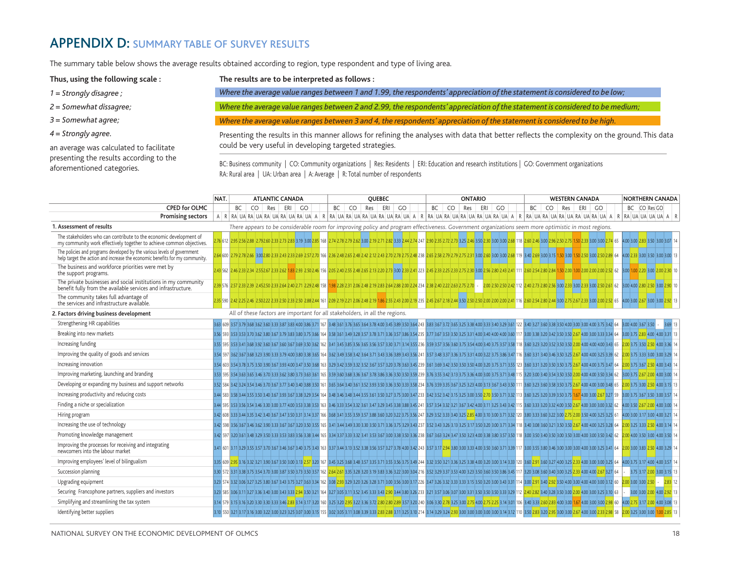# APPENDIX D: SUMMARY TABLE OF SURVEY RESULTS

The summary table below shows the average results obtained according to region, type respondent and type of living area.

**Thus, using the following scale :**

*1 = Strongly disagree ;*

*2 = Somewhat dissagree;*

*3 = Somewhat agree;*

*4 = Strongly agree.*

an average was calculated to facilitate presenting the results according to the aforementioned categories.

**The results are to be interpreted as follows :**

*Where the average value ranges between 1 and 1.99, the respondents' appreciation of the statement is considered to be low;*

*Where the average value ranges between 2 and 2.99, the respondents' appreciation of the statement is considered to be medium;*

*Where the average value ranges between 3 and 4, the respondents' appreciation of the statement is considered to be high.*

Presenting the results in this manner allows for refining the analyses with data that better reflects the complexity on the ground. This data could be very useful in developing targeted strategies.

BC: Business community | CO: Community organizations | Res: Residents | ERI: Education and research institutions | GO: Government organizations
RA: Rural area | UA: Urban area | A: Average | R: Total number of respondents

|  | NAT. |  | ATLANTIC CANADA |  |  |  |  |  |  |  |  |  |  |  | QUEBEC |  |  |  |  |  |  |  |  |  |  |  | ONTARIO |  |  |  |  |  |  |  |  |  |  |  | WESTERN CANADA |  |  |  |  |  |  |  |  |  |  |  | NORTHERN CANADA |  |  |  |  |  |  |
|---|---|---|---|---|---|---|---|---|---|---|---|---|---|---|---|---|---|---|---|---|---|---|---|---|---|---|---|---|---|---|---|---|---|---|---|---|---|---|---|---|---|---|---|---|---|---|---|---|---|---|---|---|---|---|---|---|---|
| **CPED for OLMC** |  |  | BC |  | CO |  | Res |  | ERI |  | GO |  |  |  | BC |  | CO |  | Res |  | ERI |  | GO |  |  |  | BC |  | CO |  | Res |  | ERI |  | GO |  |  |  | BC |  | CO |  | Res |  | ERI |  | GO |  |  |  | BC |  | CO | Res | GO |  |  |
| **Promising sectors** | A | R | RA | UA | RA | UA | RA | UA | RA | UA | RA | UA | A | R | RA | UA | RA | UA | RA | UA | RA | UA | RA | UA | A | R | RA | UA | RA | UA | RA | UA | RA | UA | RA | UA | A | R | RA | UA | RA | UA | RA | UA | RA | UA | RA | UA | A | R | RA | UA | UA | UA | UA | A | R |
| **1. Assessment of results** | *There appears to be considerable room for improving policy and program effectiveness. Government organizations seem more optimistic in most regions.* |  |  |  |  |  |  |  |  |  |  |  |  |  |  |  |  |  |  |  |  |  |  |  |  |  |  |  |  |  |  |  |  |  |  |  |  |  |  |  |  |  |  |  |  |  |  |  |  |  |  |  |  |  |  |  |  |
| The stakeholders who can contribute to the economic development of my community work effectively together to achieve common objectives. | 2.76 | 612 | 2.95 | 2.56 | 2.88 | 2.79 | 2.60 | 2.33 | 2.73 | 2.83 | 3.19 | 3.00 | 2.85 | 168 | 2.74 | 2.78 | 2.79 | 2.62 | 3.00 | 2.19 | 2.71 | 2.82 | 3.33 | 2.44 | 2.74 | 247 | 2.90 | 2.35 | 2.72 | 2.73 | 3.25 | 2.46 | 3.50 | 2.30 | 3.00 | 3.00 | 2.68 | 118 | 2.60 | 2.46 | 3.00 | 2.96 | 2.50 | 2.75 | 1.50 | 2.33 | 3.00 | 3.00 | 2.74 | 65 | 4.00 | 3.00 | 2.83 | 3.50 | 3.00 | 3.07 | 14 |
| The policies and programs developed by the various levels of government help target the action and increase the economic benefits for my community. | 2.64 | 600 | 2.79 | 2.78 | 2.66 | 3.00 | 2.80 | 2.33 | 2.43 | 2.33 | 2.69 | 2.57 | 2.70 | 166 | 2.36 | 2.48 | 2.65 | 2.48 | 2.42 | 2.12 | 2.43 | 2.70 | 2.78 | 2.75 | 2.48 | 238 | 2.65 | 2.58 | 2.79 | 2.79 | 2.75 | 2.31 | 3.00 | 2.60 | 3.00 | 3.00 | 2.68 | 119 | 3.40 | 2.69 | 3.00 | 3.15 | 1.50 | 3.00 | 1.50 | 2.50 | 3.00 | 2.50 | 2.89 | 64 | 4.00 | 2.33 | 3.00 | 3.50 | 3.00 | 3.00 | 13 |
| The business and workforce priorities were met by the support programs. | 2.43 | 562 | 2.46 | 2.33 | 2.34 | 2.55 | 2.67 | 2.33 | 2.62 | 1.83 | 2.93 | 2.50 | 2.46 | 156 | 2.05 | 2.40 | 2.55 | 2.48 | 2.65 | 2.13 | 2.20 | 2.73 | 3.00 | 2.33 | 2.41 | 223 | 2.45 | 2.33 | 2.25 | 2.33 | 2.75 | 2.30 | 3.00 | 2.56 | 2.80 | 2.43 | 2.41 | 111 | 2.60 | 2.54 | 2.80 | 2.84 | 1.50 | 2.00 | 1.00 | 2.00 | 2.00 | 2.00 | 2.52 | 62 | 3.00 | 1.00 | 2.20 | 3.00 | 2.00 | 2.30 | 10 |
| The private businesses and social institutions in my community benefit fully from the available services and infrastructure. | 2.39 | 576 | 2.57 | 2.33 | 2.39 | 2.45 | 2.50 | 2.33 | 2.64 | 2.40 | 2.71 | 2.29 | 2.48 | 158 | 1.98 | 2.28 | 2.31 | 2.06 | 2.48 | 2.19 | 2.83 | 2.64 | 2.88 | 2.00 | 2.24 | 234 | 2.38 | 2.40 | 2.22 | 2.63 | 2.75 | 2.70 | - | 2.00 | 2.50 | 2.50 | 2.42 | 112 | 2.40 | 2.73 | 2.80 | 2.56 | 3.00 | 2.33 | 3.00 | 2.33 | 3.00 | 2.50 | 2.61 | 62 | 3.00 | 4.00 | 2.80 | 2.50 | 3.00 | 2.90 | 10 |
| The community takes full advantage of the services and infrastructure available. | 2.35 | 590 | 2.42 | 2.25 | 2.46 | 2.50 | 2.22 | 2.33 | 2.50 | 2.33 | 2.50 | 2.88 | 2.44 | 161 | 2.09 | 2.19 | 2.21 | 2.06 | 2.48 | 2.19 | 1.86 | 2.55 | 2.43 | 2.00 | 2.19 | 235 | 2.45 | 2.67 | 2.18 | 2.44 | 3.50 | 2.50 | 2.50 | 2.00 | 2.00 | 2.00 | 2.41 | 116 | 2.60 | 2.54 | 2.80 | 2.44 | 3.00 | 2.75 | 2.67 | 2.33 | 3.00 | 2.00 | 2.52 | 65 | 4.00 | 3.00 | 2.67 | 3.00 | 3.00 | 2.92 | 13 |
| **2. Factors driving business development** | *All of these factors are important for all stakeholders, in all the regions.* |  |  |  |  |  |  |  |  |  |  |  |  |  |  |  |  |  |  |  |  |  |  |  |  |  |  |  |  |  |  |  |  |  |  |  |  |  |  |  |  |  |  |  |  |  |  |  |  |  |  |  |  |  |  |  |  |
| Strengthening HR capabilities | 3.63 | 609 | 3.57 | 3.79 | 3.68 | 3.62 | 3.60 | 3.33 | 3.87 | 3.83 | 4.00 | 3.86 | 3.71 | 167 | 3.48 | 3.61 | 3.76 | 3.65 | 3.64 | 3.78 | 4.00 | 3.45 | 3.89 | 3.50 | 3.64 | 243 | 3.83 | 3.67 | 3.72 | 3.65 | 3.25 | 3.38 | 4.00 | 3.33 | 3.40 | 3.29 | 3.61 | 122 | 3.40 | 3.27 | 3.60 | 3.38 | 3.50 | 4.00 | 3.00 | 3.00 | 4.00 | 3.75 | 3.42 | 64 | 3.00 | 4.00 | 3.67 | 3.50 | - | 3.69 | 13 |
| Breaking into new markets | 3.56 | 593 | 3.53 | 3.53 | 3.70 | 3.62 | 3.80 | 3.67 | 3.79 | 3.83 | 3.80 | 3.75 | 3.66 | 164 | 3.58 | 3.61 | 3.49 | 3.28 | 3.57 | 3.78 | 3.71 | 3.36 | 3.57 | 3.86 | 3.54 | 235 | 3.77 | 3.67 | 3.53 | 3.50 | 3.25 | 3.31 | 4.00 | 3.40 | 4.00 | 4.00 | 3.60 | 117 | 3.00 | 3.38 | 3.20 | 3.42 | 3.50 | 3.50 | 2.67 | 4.00 | 3.00 | 3.33 | 3.34 | 64 | 3.00 | 3.75 | 2.83 | 4.00 | 4.00 | 3.31 | 13 |
| Increasing funding | 3.55 | 595 | 3.53 | 3.41 | 3.68 | 3.92 | 3.60 | 3.67 | 3.60 | 3.67 | 3.69 | 3.50 | 3.62 | 162 | 3.41 | 3.45 | 3.85 | 3.56 | 3.65 | 3.56 | 3.57 | 3.30 | 3.71 | 3.14 | 3.55 | 236 | 3.59 | 3.57 | 3.56 | 3.60 | 3.75 | 3.54 | 4.00 | 3.40 | 3.75 | 3.57 | 3.58 | 118 | 3.60 | 3.23 | 3.20 | 3.52 | 3.50 | 3.50 | 2.00 | 4.00 | 4.00 | 4.00 | 3.43 | 65 | 2.00 | 3.75 | 3.50 | 2.50 | 4.00 | 3.36 | 14 |
| Improving the quality of goods and services | 3.54 | 597 | 3.62 | 3.67 | 3.63 | 3.23 | 3.90 | 3.33 | 3.79 | 4.00 | 3.80 | 3.38 | 3.65 | 164 | 3.62 | 3.49 | 3.58 | 3.42 | 3.64 | 3.71 | 3.43 | 3.36 | 3.89 | 3.43 | 3.56 | 241 | 3.57 | 3.48 | 3.37 | 3.36 | 3.75 | 3.31 | 4.00 | 3.22 | 3.75 | 3.86 | 3.47 | 116 | 3.60 | 3.31 | 3.40 | 3.46 | 3.50 | 3.25 | 2.67 | 4.00 | 4.00 | 3.25 | 3.39 | 62 | 2.00 | 3.75 | 3.33 | 3.00 | 3.00 | 3.29 | 14 |
| Increasing innovation | 3.54 | 603 | 3.54 | 3.78 | 3.75 | 3.50 | 3.90 | 3.67 | 3.93 | 4.00 | 3.47 | 3.50 | 3.68 | 163 | 3.29 | 3.42 | 3.59 | 3.32 | 3.52 | 3.67 | 3.57 | 3.20 | 3.78 | 3.63 | 3.45 | 239 | 3.61 | 3.69 | 3.42 | 3.50 | 3.50 | 3.50 | 4.00 | 3.20 | 3.75 | 3.71 | 3.55 | 123 | 3.60 | 3.31 | 3.20 | 3.50 | 3.50 | 3.75 | 2.67 | 4.00 | 4.00 | 3.75 | 3.47 | 64 | 2.00 | 3.75 | 3.67 | 2.50 | 4.00 | 3.43 | 14 |
| Improving marketing, launching and branding | 3.53 | 595 | 3.54 | 3.63 | 3.65 | 3.46 | 3.70 | 3.33 | 3.62 | 3.80 | 3.73 | 3.63 | 3.61 | 165 | 3.59 | 3.60 | 3.68 | 3.36 | 3.67 | 3.78 | 3.86 | 3.36 | 3.50 | 3.50 | 3.59 | 239 | 3.76 | 3.55 | 3.42 | 3.13 | 3.75 | 3.36 | 4.00 | 3.00 | 3.75 | 3.71 | 3.48 | 115 | 3.20 | 3.00 | 3.40 | 3.54 | 3.50 | 3.50 | 2.00 | 4.00 | 4.00 | 3.50 | 3.34 | 62 | 3.00 | 3.75 | 2.67 | 2.00 | 4.00 | 3.00 | 14 |
| Developing or expanding my business and support networks | 3.52 | 584 | 3.42 | 3.24 | 3.54 | 3.46 | 3.70 | 3.67 | 3.77 | 3.40 | 3.88 | 3.50 | 3.61 | 161 | 3.65 | 3.64 | 3.40 | 3.61 | 3.52 | 3.93 | 3.50 | 3.36 | 3.50 | 3.33 | 3.58 | 234 | 3.76 | 3.59 | 3.35 | 3.67 | 3.25 | 3.23 | 4.00 | 3.13 | 3.67 | 3.43 | 3.50 | 111 | 3.60 | 3.23 | 3.60 | 3.58 | 3.50 | 3.75 | 2.67 | 4.00 | 4.00 | 3.00 | 3.48 | 65 | 2.00 | 3.75 | 3.00 | 2.50 | 4.00 | 3.15 | 13 |
| Increasing productivity and reducing costs | 3.44 | 583 | 3.58 | 3.44 | 3.55 | 3.50 | 3.40 | 3.67 | 3.93 | 3.67 | 3.38 | 3.29 | 3.54 | 164 | 3.48 | 3.46 | 3.48 | 3.44 | 3.55 | 3.61 | 3.50 | 3.27 | 3.75 | 3.00 | 3.47 | 233 | 3.42 | 3.52 | 3.42 | 3.15 | 3.25 | 3.00 | 3.50 | 2.70 | 3.50 | 3.71 | 3.32 | 113 | 3.60 | 3.25 | 3.20 | 3.39 | 3.50 | 3.75 | 1.67 | 4.00 | 3.00 | 2.67 | 3.27 | 59 | 3.00 | 3.75 | 3.67 | 3.50 | 3.00 | 3.57 | 14 |
| Finding a niche or specialization | 3.44 | 595 | 3.53 | 3.56 | 3.54 | 3.46 | 3.30 | 3.00 | 3.77 | 4.00 | 3.53 | 3.38 | 3.53 | 163 | 3.46 | 3.33 | 3.54 | 3.32 | 3.61 | 3.47 | 3.29 | 3.45 | 3.38 | 3.88 | 3.45 | 241 | 3.57 | 3.54 | 3.32 | 3.21 | 3.67 | 3.42 | 4.00 | 3.11 | 3.25 | 3.43 | 3.42 | 115 | 3.60 | 3.33 | 3.20 | 3.32 | 4.00 | 3.50 | 2.67 | 4.00 | 3.00 | 3.00 | 3.32 | 62 | 4.00 | 3.50 | 2.67 | 2.00 | 4.00 | 3.00 | 14 |
| Hiring program | 3.42 | 608 | 3.33 | 3.44 | 3.35 | 3.42 | 3.40 | 3.67 | 3.47 | 3.50 | 3.31 | 3.14 | 3.37 | 166 | 3.68 | 3.41 | 3.55 | 3.59 | 3.57 | 3.88 | 3.60 | 3.20 | 3.22 | 3.75 | 3.56 | 247 | 3.29 | 3.52 | 3.33 | 3.40 | 3.25 | 2.85 | 4.00 | 3.10 | 3.00 | 3.71 | 3.32 | 120 | 3.80 | 3.33 | 3.60 | 3.22 | 3.00 | 2.75 | 2.00 | 3.50 | 4.00 | 3.25 | 3.25 | 61 | 4.00 | 3.00 | 3.17 | 3.00 | 4.00 | 3.21 | 14 |
| Increasing the use of technology | 3.42 | 598 | 3.56 | 3.67 | 3.46 | 3.62 | 3.90 | 3.33 | 3.69 | 3.67 | 3.20 | 3.55 | 3.55 | 165 | 3.41 | 3.44 | 3.49 | 3.30 | 3.50 | 3.71 | 3.36 | 3.75 | 3.29 | 3.43 | 3.47 | 237 | 3.52 | 3.43 | 3.26 | 3.13 | 3.25 | 3.17 | 3.50 | 3.20 | 3.00 | 3.71 | 3.34 | 118 | 3.40 | 3.08 | 3.60 | 3.21 | 3.50 | 3.50 | 2.67 | 4.00 | 4.00 | 3.25 | 3.28 | 64 | 2.00 | 3.25 | 3.33 | 2.50 | 4.00 | 3.14 | 14 |
| Promoting knowledge management | 3.42 | 597 | 3.20 | 3.61 | 3.48 | 3.29 | 3.50 | 3.33 | 3.53 | 3.83 | 3.56 | 3.38 | 3.44 | 165 | 3.34 | 3.37 | 3.33 | 3.32 | 3.41 | 3.53 | 3.67 | 3.00 | 3.38 | 3.50 | 3.36 | 238 | 3.67 | 3.63 | 3.24 | 3.47 | 3.50 | 3.23 | 4.00 | 3.38 | 3.80 | 3.57 | 3.50 | 118 | 3.00 | 3.50 | 3.40 | 3.50 | 3.00 | 3.50 | 3.00 | 4.00 | 3.00 | 3.50 | 3.42 | 62 | 2.00 | 4.00 | 3.50 | 3.00 | 4.00 | 3.50 | 14 |
| Improving the processes for receiving and integrating newcomers into the labour market | 3.41 | 601 | 3.11 | 3.29 | 3.55 | 3.57 | 3.70 | 3.67 | 3.46 | 3.67 | 3.40 | 3.75 | 3.43 | 163 | 3.37 | 3.44 | 3.13 | 3.52 | 3.38 | 3.56 | 3.57 | 3.27 | 3.78 | 4.00 | 3.42 | 243 | 3.57 | 3.17 | 2.94 | 3.80 | 3.00 | 3.33 | 4.00 | 3.50 | 3.60 | 3.71 | 3.39 | 117 | 3.00 | 3.55 | 3.80 | 3.46 | 3.00 | 3.00 | 3.00 | 4.00 | 3.00 | 3.25 | 3.41 | 64 | 2.00 | 3.00 | 3.83 | 2.50 | 4.00 | 3.29 | 14 |
| Improving employees' level of bilingualism | 3.35 | 609 | 2.95 | 3.16 | 3.32 | 3.21 | 3.90 | 3.67 | 3.50 | 3.00 | 3.13 | 2.57 | 3.20 | 167 | 3.45 | 3.25 | 3.68 | 3.48 | 3.57 | 3.35 | 3.71 | 3.55 | 3.56 | 3.75 | 3.49 | 244 | 3.32 | 3.50 | 3.21 | 3.36 | 3.25 | 3.38 | 4.00 | 3.20 | 3.00 | 3.14 | 3.33 | 120 | 3.60 | 2.91 | 3.60 | 3.27 | 4.00 | 3.25 | 2.33 | 4.00 | 3.00 | 3.00 | 3.25 | 64 | 4.00 | 3.75 | 3.17 | 4.00 | 4.00 | 3.57 | 14 |
| Succession planning | 3.30 | 572 | 3.31 | 3.38 | 3.75 | 3.54 | 3.70 | 3.00 | 3.87 | 3.50 | 3.73 | 3.50 | 3.57 | 162 | 2.64 | 2.61 | 3.35 | 3.28 | 3.20 | 3.19 | 3.83 | 3.36 | 3.22 | 3.00 | 3.04 | 216 | 3.52 | 3.29 | 3.37 | 3.53 | 4.00 | 3.23 | 3.50 | 3.60 | 3.50 | 3.86 | 3.45 | 117 | 3.20 | 3.08 | 3.60 | 3.40 | 3.00 | 3.25 | 2.33 | 4.00 | 4.00 | 2.67 | 3.27 | 64 | - | 3.75 | 3.17 | 2.00 | 3.00 | 3.15 | 13 |
| Upgrading equipment | 3.23 | 574 | 3.32 | 3.06 | 3.27 | 3.25 | 3.80 | 3.67 | 3.43 | 3.75 | 3.27 | 3.63 | 3.34 | 162 | 3.08 | 2.93 | 3.29 | 3.20 | 3.26 | 3.28 | 3.71 | 3.00 | 3.56 | 3.00 | 3.17 | 226 | 3.47 | 3.26 | 3.32 | 3.33 | 3.33 | 3.15 | 3.50 | 3.20 | 3.00 | 3.43 | 3.31 | 114 | 3.00 | 2.91 | 3.40 | 2.92 | 3.50 | 4.00 | 3.00 | 4.00 | 4.00 | 3.00 | 3.12 | 60 | 2.00 | 3.00 | 3.00 | 2.50 | - | 2.83 | 12 |
| Securing Francophone partners, suppliers and investors | 3.23 | 585 | 3.06 | 3.11 | 3.27 | 3.36 | 3.40 | 3.00 | 3.43 | 3.33 | 2.94 | 3.50 | 3.21 | 164 | 3.27 | 3.05 | 3.11 | 3.52 | 3.45 | 3.33 | 3.43 | 2.90 | 3.44 | 3.80 | 3.26 | 233 | 3.21 | 3.57 | 3.06 | 3.07 | 3.00 | 3.31 | 3.50 | 3.50 | 3.50 | 3.33 | 3.29 | 112 | 2.40 | 2.82 | 3.40 | 3.28 | 3.50 | 3.00 | 2.00 | 4.00 | 3.00 | 3.25 | 3.10 | 63 | - | 3.00 | 3.00 | 2.00 | 4.00 | 2.92 | 13 |
| Simplifying and streamlining the tax system | 3.14 | 579 | 3.15 | 3.16 | 3.20 | 3.30 | 3.30 | 3.33 | 3.46 | 2.83 | 3.14 | 3.17 | 3.20 | 160 | 3.25 | 3.20 | 2.95 | 3.22 | 3.36 | 3.72 | 2.80 | 2.80 | 2.89 | 3.57 | 3.20 | 240 | 3.06 | 3.30 | 2.78 | 3.25 | 3.00 | 2.75 | 4.00 | 2.75 | 2.25 | 3.14 | 3.01 | 106 | 3.40 | 3.33 | 2.60 | 2.83 | 4.00 | 3.00 | 1.67 | 4.00 | 3.00 | 3.00 | 2.98 | 60 | 4.00 | 2.75 | 3.17 | 2.00 | 4.00 | 3.08 | 13 |
| Identifying better suppliers | 3.10 | 550 | 3.21 | 3.17 | 3.16 | 3.00 | 3.22 | 3.00 | 3.23 | 3.25 | 3.07 | 3.00 | 3.15 | 155 | 3.02 | 3.05 | 3.11 | 3.08 | 3.39 | 3.33 | 2.83 | 2.88 | 3.11 | 3.25 | 3.10 | 214 | 3.14 | 3.29 | 3.24 | 2.93 | 3.00 | 3.00 | 3.00 | 3.00 | 3.00 | 3.14 | 3.12 | 110 | 3.50 | 2.83 | 3.20 | 2.95 | 3.00 | 3.00 | 2.67 | 4.00 | 3.00 | 2.33 | 2.98 | 58 | 2.00 | 3.25 | 3.00 | 3.00 | 1.00 | 2.85 | 13 |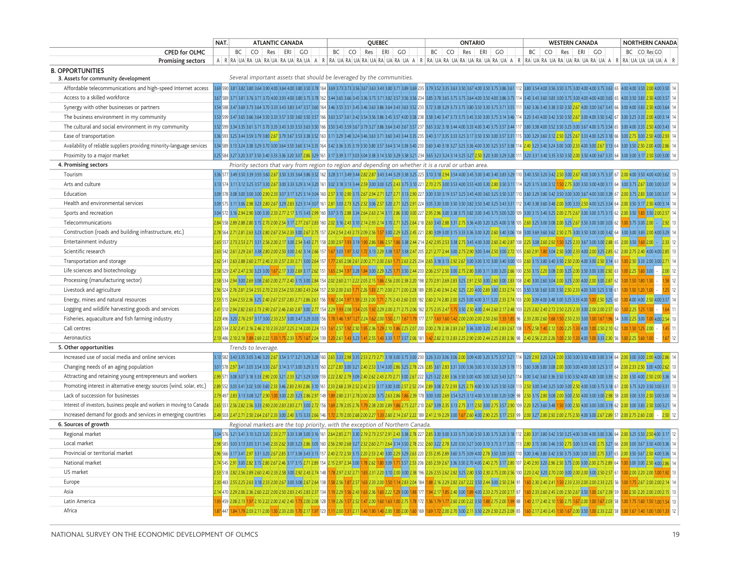## B. OPPORTUNITIES

| | NAT. | | ATLANTIC CANADA | | | | | | | | | | | | QUEBEC | | | | | | | | | | | | ONTARIO | | | | | | | | | | | | WESTERN CANADA | | | | | | | | | | | | NORTHERN CANADA | | | | | | |
|---|---|---|---|---|---|---|---|---|---|---|---|---|---|---|---|---|---|---|---|---|---|---|---|---|---|---|---|---|---|---|---|---|---|---|---|---|---|---|---|---|---|---|---|---|---|---|---|---|---|---|---|---|---|---|---|---|---|
| **CPED for OLMC** | | | BC | | CO | | Res | | ERI | | GO | | | | BC | | CO | | Res | | ERI | | GO | | | | BC | | CO | | Res | | ERI | | GO | | | | BC | | CO | | Res | | ERI | | GO | | | | BC | | CO | Res | GO | | |
| **Promising sectors** | A | R | RA | UA | RA | UA | RA | UA | RA | UA | RA | UA | A | R | RA | UA | RA | UA | RA | UA | RA | UA | RA | UA | A | R | RA | UA | RA | UA | RA | UA | RA | UA | RA | UA | A | R | RA | UA | RA | UA | RA | UA | RA | UA | RA | UA | A | R | RA | UA | UA | UA | UA | A | R |
| **3. Assets for community development** — *Several important assets that should be leveraged by the communities.* | | | | | | | | | | | | | | | | | | | | | | | | | | | | | | | | | | | | | | | | | | | | | | | | | | | | | | | | | |
| Affordable telecommunications and high-speed Internet access | 3.69 | 590 | 3.81 | 3.82 | 3.80 | 3.64 | 3.90 | 4.00 | 3.64 | 4.00 | 3.80 | 3.50 | 3.78 | 164 | 3.69 | 3.73 | 3.73 | 3.56 | 3.67 | 3.63 | 3.43 | 3.80 | 3.71 | 3.89 | 3.69 | 235 | 3.79 | 3.52 | 3.35 | 3.63 | 3.50 | 3.67 | 4.00 | 3.50 | 3.75 | 3.86 | 3.61 | 112 | 3.80 | 3.54 | 4.00 | 3.56 | 3.50 | 3.75 | 3.00 | 4.00 | 4.00 | 3.75 | 3.63 | 65 | 4.00 | 4.00 | 3.50 | 2.00 | 4.00 | 3.50 | 14 |
| Access to a skilled workforce | 3.67 | 589 | 3.71 | 3.81 | 3.76 | 3.71 | 3.70 | 4.00 | 3.93 | 4.00 | 3.80 | 3.75 | 3.78 | 162 | 3.44 | 3.65 | 3.66 | 3.45 | 3.36 | 3.75 | 3.71 | 3.82 | 3.57 | 3.56 | 3.56 | 234 | 3.85 | 3.78 | 3.65 | 3.75 | 3.75 | 3.64 | 4.00 | 3.50 | 4.00 | 3.86 | 3.75 | 114 | 3.40 | 3.43 | 3.60 | 3.83 | 3.00 | 3.75 | 3.00 | 4.00 | 4.00 | 4.00 | 3.65 | 65 | 4.00 | 3.50 | 3.83 | 2.50 | 4.00 | 3.57 | 14 |
| Synergy with other businesses or partners | 3.54 | 588 | 3.47 | 3.69 | 3.73 | 3.64 | 3.70 | 3.33 | 3.43 | 3.83 | 3.47 | 3.57 | 3.60 | 164 | 3.46 | 3.55 | 3.51 | 3.45 | 3.46 | 3.63 | 3.86 | 3.64 | 3.43 | 3.63 | 3.52 | 233 | 3.72 | 3.38 | 3.29 | 3.73 | 3.75 | 3.80 | 3.50 | 3.30 | 3.75 | 3.71 | 3.55 | 111 | 3.60 | 3.36 | 3.40 | 3.38 | 3.50 | 3.50 | 2.67 | 4.00 | 3.00 | 3.67 | 3.41 | 66 | 3.00 | 4.00 | 3.83 | 2.50 | 4.00 | 3.64 | 14 |
| The business environment in my community | 3.53 | 599 | 3.47 | 3.65 | 3.66 | 3.64 | 3.50 | 3.33 | 3.57 | 3.50 | 3.60 | 3.50 | 3.57 | 166 | 3.63 | 3.57 | 3.61 | 3.42 | 3.54 | 3.56 | 3.86 | 3.45 | 3.57 | 4.00 | 3.58 | 238 | 3.58 | 3.40 | 3.47 | 3.73 | 3.75 | 3.45 | 3.50 | 3.00 | 3.75 | 3.14 | 3.46 | 114 | 3.20 | 3.43 | 4.00 | 3.42 | 3.50 | 3.50 | 2.67 | 3.00 | 4.00 | 3.50 | 3.42 | 67 | 3.00 | 3.25 | 3.33 | 2.00 | 4.00 | 3.14 | 14 |
| The cultural and social environment in my community | 3.52 | 599 | 3.34 | 3.35 | 3.61 | 3.71 | 3.70 | 3.33 | 3.43 | 3.33 | 3.53 | 3.63 | 3.50 | 166 | 3.50 | 3.45 | 3.59 | 3.67 | 3.79 | 3.27 | 3.86 | 3.64 | 3.43 | 3.67 | 3.57 | 237 | 3.65 | 3.32 | 3.18 | 3.44 | 4.00 | 3.33 | 4.00 | 3.40 | 3.75 | 3.57 | 3.44 | 117 | 3.80 | 3.38 | 4.00 | 3.52 | 3.50 | 3.25 | 3.00 | 3.67 | 4.00 | 3.75 | 3.54 | 65 | 3.00 | 4.00 | 3.33 | 2.50 | 4.00 | 3.43 | 14 |
| Ease of transportation | 3.36 | 593 | 3.25 | 3.44 | 3.59 | 3.79 | 3.80 | 2.67 | 3.79 | 3.67 | 3.53 | 3.38 | 3.52 | 163 | 3.11 | 3.29 | 3.48 | 3.24 | 3.46 | 3.63 | 3.71 | 3.60 | 3.43 | 3.44 | 3.35 | 235 | 3.40 | 3.17 | 3.35 | 3.33 | 3.25 | 3.17 | 3.50 | 3.50 | 3.00 | 3.57 | 3.31 | 115 | 3.00 | 3.29 | 3.60 | 3.12 | 2.50 | 3.25 | 2.67 | 3.33 | 4.00 | 3.25 | 3.18 | 66 | 3.00 | 2.75 | 3.00 | 2.50 | 4.00 | 2.93 | 14 |
| Availability of reliable suppliers providing minority-language services | 3.34 | 589 | 3.13 | 3.24 | 3.38 | 3.29 | 3.70 | 3.00 | 3.64 | 3.50 | 3.60 | 3.14 | 3.35 | 164 | 3.42 | 3.36 | 3.35 | 3.19 | 3.50 | 3.80 | 3.57 | 3.64 | 3.14 | 3.38 | 3.40 | 233 | 3.60 | 3.40 | 3.18 | 3.27 | 3.25 | 3.36 | 4.00 | 3.30 | 3.25 | 3.57 | 3.38 | 114 | 2.40 | 3.23 | 3.40 | 3.24 | 3.00 | 3.00 | 2.33 | 4.00 | 3.00 | 2.67 | 3.13 | 64 | 3.00 | 3.50 | 2.50 | 2.00 | 4.00 | 2.86 | 14 |
| Proximity to a major market | 3.25 | 584 | 3.27 | 3.20 | 3.37 | 3.50 | 3.40 | 3.33 | 3.36 | 3.20 | 3.07 | 2.86 | 3.29 | 161 | 3.17 | 3.39 | 3.17 | 3.03 | 3.04 | 3.38 | 3.14 | 3.50 | 3.29 | 3.38 | 3.21 | 234 | 3.65 | 3.23 | 3.24 | 3.14 | 3.25 | 3.27 | 2.50 | 3.20 | 3.00 | 3.29 | 3.28 | 111 | 3.20 | 3.31 | 3.40 | 3.35 | 3.50 | 3.50 | 2.00 | 3.50 | 4.00 | 3.67 | 3.31 | 64 | 3.00 | 3.00 | 3.17 | 2.50 | 3.00 | 3.00 | 14 |
| **4. Promising sectors** — *Priority sectors that vary from region to region and depending on whether it is a rural or urban area.* | | | | | | | | | | | | | | | | | | | | | | | | | | | | | | | | | | | | | | | | | | | | | | | | | | | | | | | | | |
| Tourism | 3.36 | 577 | 3.49 | 3.50 | 3.39 | 3.93 | 3.60 | 2.67 | 3.50 | 3.33 | 3.64 | 3.86 | 3.52 | 162 | 3.28 | 3.11 | 3.49 | 3.44 | 2.82 | 2.87 | 3.43 | 3.44 | 3.29 | 3.38 | 3.25 | 225 | 3.10 | 3.18 | 2.94 | 3.54 | 4.00 | 3.45 | 3.00 | 3.40 | 3.40 | 3.83 | 3.29 | 110 | 3.40 | 3.50 | 3.20 | 3.42 | 2.50 | 3.00 | 2.67 | 4.00 | 3.00 | 3.75 | 3.37 | 67 | 2.00 | 4.00 | 3.50 | 4.00 | 4.00 | 3.62 | 13 |
| Arts and culture | 3.13 | 574 | 3.11 | 3.12 | 3.25 | 3.57 | 3.30 | 2.67 | 3.00 | 3.33 | 3.29 | 3.14 | 3.20 | 161 | 3.02 | 3.18 | 3.13 | 3.44 | 2.59 | 3.00 | 3.00 | 3.25 | 2.43 | 3.75 | 3.10 | 221 | 2.70 | 2.75 | 3.00 | 3.53 | 4.00 | 3.55 | 4.00 | 3.30 | 2.80 | 3.50 | 3.11 | 114 | 3.20 | 3.15 | 3.00 | 3.12 | 1.50 | 2.75 | 3.00 | 3.50 | 3.00 | 4.00 | 3.11 | 64 | 3.00 | 3.75 | 2.67 | 3.00 | 3.00 | 3.07 | 14 |
| Education | 3.09 | 578 | 3.08 | 3.00 | 3.00 | 3.00 | 2.90 | 2.33 | 3.07 | 3.17 | 3.25 | 3.14 | 3.04 | 160 | 2.57 | 3.10 | 2.90 | 3.15 | 2.67 | 2.94 | 2.71 | 3.27 | 2.71 | 3.13 | 2.90 | 227 | 3.00 | 3.50 | 3.19 | 3.57 | 3.25 | 3.45 | 4.00 | 3.60 | 3.25 | 3.43 | 3.26 | 111 | 3.60 | 3.29 | 3.80 | 3.42 | 3.50 | 3.00 | 3.67 | 4.00 | 4.00 | 3.00 | 3.39 | 67 | 2.00 | 3.75 | 2.83 | 3.00 | 3.00 | 3.07 | 14 |
| Health and environmental services | 3.09 | 575 | 3.11 | 3.06 | 2.98 | 3.23 | 2.80 | 2.67 | 3.29 | 2.83 | 3.23 | 3.14 | 3.07 | 161 | 2.81 | 3.03 | 2.73 | 3.25 | 2.52 | 3.06 | 2.57 | 3.20 | 2.71 | 3.25 | 2.91 | 224 | 3.05 | 3.30 | 3.00 | 3.50 | 3.50 | 3.82 | 3.50 | 3.40 | 3.25 | 3.43 | 3.31 | 112 | 3.40 | 3.38 | 3.60 | 3.48 | 2.00 | 3.00 | 3.33 | 2.50 | 4.00 | 3.25 | 3.34 | 64 | 2.00 | 3.50 | 3.17 | 2.50 | 4.00 | 3.14 | 14 |
| Sports and recreation | 3.04 | 572 | 3.16 | 2.94 | 2.90 | 3.00 | 3.30 | 2.33 | 2.77 | 2.17 | 3.15 | 3.43 | 2.99 | 160 | 3.07 | 3.15 | 2.88 | 3.34 | 2.64 | 2.63 | 2.14 | 3.11 | 2.86 | 3.50 | 3.00 | 227 | 2.95 | 2.96 | 3.00 | 3.38 | 3.75 | 3.82 | 3.00 | 3.40 | 3.75 | 3.00 | 3.20 | 109 | 3.00 | 3.15 | 3.40 | 3.25 | 2.00 | 2.75 | 2.67 | 3.00 | 3.00 | 3.75 | 3.15 | 62 | 2.00 | 3.50 | 1.83 | 3.50 | 2.00 | 2.57 | 14 |
| Telecommunications | 2.84 | 558 | 2.89 | 2.88 | 2.80 | 3.15 | 2.70 | 2.00 | 2.54 | 3.17 | 2.77 | 2.67 | 2.83 | 160 | 2.02 | 3.16 | 2.43 | 3.10 | 2.14 | 2.93 | 2.14 | 3.10 | 2.71 | 3.25 | 2.64 | 218 | 2.63 | 3.43 | 2.88 | 3.31 | 2.92 | 2.67 | 3.00 | 3.10 | 3.00 | 3.40 | 3.10 | 108 | 2.60 | 3.25 | 3.00 | 3.08 | 2.00 | 3.25 | 2.67 | 3.50 | 3.00 | 3.00 | 3.03 | 62 | 1.00 | 3.75 | 3.00 | 2.00 | - | 2.92 | 13 |
| Construction (roads and building infrastructure, etc.) | 2.78 | 564 | 2.71 | 2.81 | 2.63 | 3.23 | 2.80 | 2.67 | 2.54 | 2.33 | 3.00 | 2.67 | 2.75 | 157 | 2.24 | 2.54 | 2.43 | 2.73 | 2.09 | 2.56 | 1.57 | 3.00 | 2.29 | 3.25 | 2.45 | 221 | 2.80 | 3.09 | 3.00 | 3.15 | 3.33 | 3.36 | 3.00 | 3.20 | 2.60 | 3.40 | 3.06 | 108 | 3.00 | 3.69 | 3.60 | 3.62 | 2.50 | 2.75 | 3.00 | 3.50 | 3.00 | 3.00 | 3.42 | 64 | 3.00 | 3.00 | 3.83 | 2.00 | 4.00 | 3.29 | 14 |
| Entertainment industry | 2.65 | 557 | 2.73 | 2.53 | 2.71 | 3.31 | 2.56 | 2.00 | 2.17 | 3.00 | 2.54 | 3.43 | 2.71 | 158 | 2.00 | 2.97 | 1.93 | 3.19 | 1.90 | 2.86 | 1.86 | 2.57 | 1.86 | 3.38 | 2.44 | 214 | 2.42 | 2.95 | 2.53 | 3.38 | 2.75 | 3.45 | 4.00 | 3.00 | 2.60 | 2.40 | 2.87 | 108 | 2.25 | 3.08 | 2.60 | 2.92 | 1.50 | 3.25 | 2.33 | 3.67 | 3.00 | 3.00 | 2.88 | 65 | 2.00 | 3.50 | 1.60 | 2.00 | - | 2.33 | 12 |
| Scientific research | 2.63 | 542 | 2.61 | 2.29 | 2.61 | 3.38 | 2.80 | 2.00 | 2.50 | 3.00 | 2.42 | 3.14 | 2.66 | 157 | 1.67 | 3.03 | 1.97 | 3.32 | 1.72 | 3.13 | 2.29 | 3.38 | 1.57 | 3.38 | 2.47 | 205 | 2.21 | 2.77 | 2.44 | 3.00 | 2.75 | 2.90 | 3.00 | 3.44 | 2.50 | 3.00 | 2.72 | 105 | 2.60 | 2.91 | 1.80 | 3.04 | 2.50 | 3.00 | 2.33 | 4.00 | 2.00 | 3.25 | 2.85 | 62 | 2.00 | 2.75 | 2.40 | 4.00 | 4.00 | 2.85 | 13 |
| Transportation and storage | 2.62 | 541 | 2.63 | 2.88 | 2.60 | 2.77 | 2.40 | 2.33 | 2.57 | 2.33 | 2.71 | 3.00 | 2.64 | 157 | 1.77 | 2.65 | 2.08 | 2.61 | 2.00 | 2.71 | 2.00 | 2.63 | 1.71 | 2.63 | 2.25 | 204 | 2.65 | 3.18 | 3.13 | 2.92 | 2.67 | 3.00 | 3.10 | 3.00 | 3.40 | 3.00 | 3.03 | 100 | 2.60 | 3.15 | 3.80 | 3.40 | 3.50 | 2.50 | 2.00 | 4.00 | 3.00 | 2.50 | 3.14 | 63 | 1.00 | 2.50 | 3.33 | 2.00 | 3.00 | 2.71 | 14 |
| Life sciences and biotechnology | 2.58 | 529 | 2.47 | 2.47 | 2.50 | 3.23 | 3.00 | 1.67 | 2.17 | 3.33 | 2.69 | 3.17 | 2.62 | 151 | 1.65 | 2.94 | 1.97 | 3.28 | 1.84 | 3.00 | 2.29 | 3.25 | 1.71 | 3.50 | 2.44 | 203 | 2.06 | 2.57 | 2.50 | 3.00 | 2.75 | 2.80 | 3.00 | 3.11 | 3.00 | 3.20 | 2.66 | 100 | 2.50 | 3.15 | 2.20 | 3.08 | 2.00 | 3.25 | 2.00 | 3.50 | 3.00 | 3.00 | 2.92 | 63 | 1.00 | 2.25 | 1.60 | 3.00 | - | 2.00 | 12 |
| Processing (manufacturing sector) | 2.58 | 534 | 2.94 | 3.00 | 2.69 | 3.08 | 2.60 | 2.00 | 2.77 | 2.40 | 3.15 | 3.00 | 2.84 | 154 | 2.02 | 2.60 | 2.11 | 2.22 | 2.05 | 2.15 | 1.86 | 2.56 | 2.00 | 2.38 | 2.20 | 198 | 2.70 | 2.91 | 2.69 | 2.83 | 3.25 | 2.91 | 2.50 | 3.00 | 2.60 | 3.00 | 2.83 | 108 | 2.40 | 3.00 | 2.60 | 3.04 | 2.00 | 3.25 | 2.00 | 4.00 | 2.00 | 3.00 | 2.87 | 62 | 1.00 | 1.50 | 1.80 | 1.50 | - | 1.58 | 12 |
| Livestock and agriculture | 2.56 | 524 | 2.76 | 2.81 | 2.54 | 2.55 | 2.70 | 2.33 | 2.54 | 2.50 | 2.80 | 2.43 | 2.64 | 157 | 2.50 | 2.00 | 2.63 | 1.71 | 2.26 | 1.83 | 2.71 | 2.00 | 2.71 | 2.00 | 2.29 | 189 | 2.95 | 2.40 | 2.94 | 2.42 | 3.25 | 2.20 | 4.00 | 2.89 | 3.80 | 2.73 | 2.74 | 105 | 3.50 | 3.58 | 3.60 | 3.00 | 3.50 | 2.50 | 3.33 | 4.00 | 3.00 | 3.25 | 3.18 | 61 | 1.00 | 1.50 | 1.20 | 1.00 | - | 1.25 | 12 |
| Energy, mines and natural resources | 2.53 | 515 | 2.64 | 2.53 | 2.36 | 3.25 | 2.40 | 2.67 | 2.57 | 2.83 | 2.71 | 2.86 | 2.61 | 156 | 1.92 | 2.04 | 1.97 | 1.59 | 2.33 | 2.00 | 1.71 | 2.75 | 2.43 | 2.60 | 2.03 | 182 | 2.60 | 2.74 | 2.80 | 2.00 | 3.25 | 3.00 | 4.00 | 3.11 | 3.20 | 2.33 | 2.74 | 103 | 2.00 | 3.09 | 4.00 | 3.48 | 3.00 | 3.25 | 3.33 | 4.00 | 1.00 | 2.50 | 3.25 | 60 | 1.00 | 4.00 | 4.00 | 2.50 | 4.00 | 3.57 | 14 |
| Logging and wildlife harvesting goods and services | 2.41 | 510 | 2.94 | 2.82 | 2.63 | 2.73 | 2.90 | 2.67 | 2.46 | 2.60 | 2.87 | 3.00 | 2.77 | 154 | 2.29 | 1.93 | 2.08 | 1.54 | 2.05 | 1.92 | 2.29 | 2.00 | 2.71 | 2.75 | 2.06 | 182 | 2.75 | 2.35 | 2.47 | 1.75 | 3.50 | 2.50 | 4.00 | 2.44 | 2.60 | 2.17 | 2.48 | 103 | 2.25 | 2.82 | 2.40 | 2.72 | 2.50 | 2.25 | 2.33 | 3.00 | 2.00 | 2.00 | 2.57 | 60 | 1.00 | 2.25 | 1.25 | 1.50 | - | 1.64 | 11 |
| Fisheries, aquaculture and fish farming industry | 2.23 | 496 | 3.20 | 2.76 | 2.97 | 3.17 | 3.00 | 2.33 | 2.57 | 3.00 | 3.47 | 3.29 | 3.03 | 156 | 1.78 | 1.46 | 1.97 | 1.27 | 2.24 | 1.62 | 2.00 | 1.50 | 2.71 | 1.67 | 1.79 | 177 | 2.17 | 1.63 | 1.60 | 1.42 | 2.00 | 2.00 | 2.00 | 2.50 | 2.60 | 1.33 | 1.85 | 96 | 2.33 | 2.00 | 2.60 | 1.68 | 1.50 | 2.50 | 2.33 | 3.00 | 1.00 | 1.67 | 1.96 | 54 | 3.00 | 2.25 | 3.00 | 1.00 | 4.00 | 2.54 | 13 |
| Call centres | 2.23 | 534 | 2.32 | 2.41 | 2.16 | 2.46 | 2.10 | 2.33 | 2.07 | 2.25 | 2.14 | 2.00 | 2.24 | 153 | 1.61 | 2.57 | 1.92 | 2.50 | 1.95 | 2.36 | 1.29 | 2.10 | 1.86 | 2.25 | 2.07 | 200 | 2.00 | 2.78 | 2.38 | 2.83 | 2.67 | 3.36 | 3.00 | 3.20 | 2.40 | 2.83 | 2.67 | 108 | 1.75 | 2.58 | 1.40 | 2.12 | 1.00 | 2.25 | 1.33 | 4.00 | 1.00 | 2.50 | 2.10 | 62 | 1.00 | 1.50 | 1.25 | 2.00 | - | 1.45 | 11 |
| Aeronautics | 2.13 | 486 | 2.10 | 2.18 | 1.89 | 2.69 | 2.22 | 1.33 | 1.75 | 2.33 | 1.75 | 1.67 | 2.04 | 139 | 1.20 | 2.61 | 1.43 | 3.23 | 1.41 | 2.55 | 1.43 | 3.33 | 1.17 | 3.57 | 2.06 | 181 | 1.42 | 2.82 | 2.13 | 2.83 | 2.25 | 2.90 | 2.00 | 2.44 | 2.25 | 2.83 | 2.36 | 98 | 2.40 | 2.56 | 2.20 | 2.26 | 1.00 | 2.50 | 1.33 | 4.00 | 1.00 | 3.33 | 2.30 | 56 | 1.00 | 2.25 | 1.60 | 1.00 | - | 1.67 | 12 |
| **5. Other opportunities** — *Trends to leverage.* | | | | | | | | | | | | | | | | | | | | | | | | | | | | | | | | | | | | | | | | | | | | | | | | | | | | | | | | | |
| Increased use of social media and online services | 3.13 | 582 | 3.43 | 3.35 | 3.05 | 3.46 | 3.20 | 2.67 | 3.54 | 3.17 | 3.21 | 3.29 | 3.28 | 160 | 2.65 | 3.33 | 2.98 | 3.35 | 2.53 | 2.73 | 2.71 | 3.18 | 3.00 | 3.75 | 3.00 | 230 | 3.26 | 3.33 | 3.06 | 3.06 | 2.00 | 3.09 | 4.00 | 3.20 | 3.75 | 3.57 | 3.21 | 114 | 3.20 | 2.93 | 3.20 | 3.24 | 2.00 | 3.50 | 3.00 | 3.50 | 4.00 | 3.00 | 3.14 | 64 | 2.00 | 3.00 | 3.00 | 2.00 | 4.00 | 2.86 | 14 |
| Changing needs of an aging population | 3.01 | 578 | 2.97 | 3.41 | 3.05 | 3.54 | 3.50 | 2.67 | 3.14 | 3.17 | 3.00 | 3.29 | 3.15 | 160 | 2.27 | 2.83 | 3.00 | 3.21 | 2.40 | 2.53 | 3.14 | 3.00 | 2.86 | 3.25 | 2.78 | 226 | 2.85 | 3.61 | 2.83 | 3.31 | 3.00 | 3.36 | 3.00 | 3.10 | 3.50 | 3.29 | 3.19 | 115 | 3.60 | 3.08 | 3.80 | 3.08 | 2.00 | 3.00 | 3.00 | 4.00 | 3.00 | 3.25 | 3.17 | 64 | 2.00 | 2.33 | 2.50 | 3.00 | 4.00 | 2.62 | 13 |
| Attracting and retaining young entrepreneurs and workers | 2.99 | 571 | 3.08 | 3.07 | 3.18 | 3.33 | 2.90 | 2.00 | 3.21 | 2.33 | 3.21 | 3.29 | 3.09 | 159 | 2.22 | 2.82 | 2.79 | 3.09 | 2.40 | 2.62 | 2.43 | 2.70 | 2.71 | 3.00 | 2.67 | 222 | 3.25 | 3.22 | 2.83 | 3.56 | 3.50 | 3.00 | 4.00 | 3.00 | 3.20 | 3.43 | 3.21 | 114 | 3.00 | 3.42 | 3.60 | 3.36 | 3.50 | 3.50 | 3.50 | 4.00 | 4.00 | 3.00 | 3.39 | 62 | 2.00 | 3.50 | 4.00 | 2.50 | 2.00 | 3.36 | 14 |
| Promoting interest in alternative energy sources (wind, solar, etc.) | 2.89 | 552 | 3.03 | 3.41 | 3.02 | 3.00 | 3.60 | 2.33 | 3.46 | 2.83 | 2.93 | 2.86 | 3.10 | 161 | 2.33 | 2.68 | 2.39 | 2.52 | 2.42 | 2.53 | 3.17 | 3.00 | 3.00 | 2.57 | 2.52 | 204 | 2.89 | 3.08 | 2.72 | 2.93 | 3.25 | 2.73 | 4.00 | 3.50 | 3.25 | 3.50 | 3.03 | 113 | 2.50 | 3.00 | 3.40 | 3.25 | 3.00 | 2.50 | 4.00 | 3.00 | 3.00 | 3.75 | 3.18 | 61 | 2.00 | 3.75 | 3.20 | 3.50 | 3.00 | 3.31 | 13 |
| Lack of succession for businesses | 2.79 | 497 | 2.83 | 3.13 | 3.08 | 3.27 | 2.90 | 1.00 | 3.00 | 2.20 | 3.23 | 2.86 | 2.97 | 149 | 1.89 | 2.80 | 2.31 | 2.78 | 2.00 | 2.00 | 3.75 | 2.63 | 2.86 | 1.86 | 2.39 | 178 | 3.00 | 3.00 | 2.69 | 3.54 | 3.25 | 3.13 | 4.00 | 3.33 | 3.00 | 3.20 | 3.09 | 98 | 2.50 | 3.15 | 2.80 | 3.08 | 2.00 | 3.00 | 2.50 | 4.00 | 3.00 | 3.00 | 2.98 | 58 | 2.00 | 3.00 | 3.33 | 2.50 | 3.00 | 3.00 | 14 |
| Interest of investors, business people and workers in moving to Canada | 2.65 | 551 | 2.56 | 2.82 | 2.56 | 3.33 | 2.90 | 2.00 | 2.83 | 2.83 | 2.71 | 3.00 | 2.72 | 156 | 1.69 | 2.78 | 2.05 | 2.76 | 1.79 | 2.38 | 2.00 | 2.89 | 1.86 | 2.75 | 2.27 | 210 | 2.67 | 3.09 | 2.35 | 3.13 | 2.75 | 3.11 | 2.50 | 3.00 | 2.75 | 3.57 | 2.90 | 109 | 2.20 | 3.25 | 3.60 | 3.48 | 1.50 | 3.00 | 2.50 | 4.00 | 3.00 | 3.00 | 3.19 | 62 | 2.00 | 3.00 | 3.83 | 2.50 | 3.00 | 3.21 | 14 |
| Increased demand for goods and services in emerging countries | 2.49 | 503 | 2.47 | 2.71 | 2.50 | 2.64 | 2.67 | 2.33 | 3.00 | 2.40 | 3.15 | 3.33 | 2.66 | 146 | 1.72 | 2.70 | 2.00 | 2.68 | 2.00 | 2.27 | 1.33 | 2.60 | 2.14 | 2.67 | 2.22 | 189 | 2.41 | 2.19 | 2.29 | 3.00 | 1.67 | 2.60 | 4.00 | 2.90 | 2.25 | 3.17 | 2.53 | 99 | 2.00 | 3.27 | 2.80 | 2.92 | 2.00 | 2.75 | 2.50 | 4.00 | 3.00 | 2.67 | 2.89 | 57 | 2.00 | 2.75 | 2.60 | 2.00 | - | 2.50 | 12 |
| **6. Sources of growth** — *Regional markets are the top priority, with the exception of Northern Canada.* | | | | | | | | | | | | | | | | | | | | | | | | | | | | | | | | | | | | | | | | | | | | | | | | | | | | | | | | | |
| Regional market | 3.04 | 576 | 3.21 | 3.41 | 3.10 | 3.23 | 3.20 | 2.33 | 2.77 | 3.33 | 3.38 | 3.00 | 3.16 | 161 | 2.64 | 2.85 | 2.71 | 3.30 | 2.19 | 2.73 | 2.57 | 2.91 | 2.43 | 3.38 | 2.78 | 227 | 2.85 | 3.30 | 3.00 | 3.33 | 3.75 | 3.00 | 3.50 | 3.30 | 3.75 | 3.20 | 3.18 | 112 | 2.80 | 3.31 | 3.80 | 3.42 | 3.50 | 3.25 | 4.00 | 3.00 | 4.00 | 3.00 | 3.36 | 64 | 2.00 | 3.25 | 3.50 | 2.50 | 4.00 | 3.17 | 12 |
| Local market | 2.98 | 585 | 3.03 | 3.13 | 3.05 | 3.31 | 3.40 | 2.33 | 2.62 | 3.00 | 3.23 | 2.86 | 3.05 | 160 | 2.56 | 2.90 | 2.68 | 3.27 | 2.32 | 2.60 | 2.71 | 2.64 | 3.14 | 3.50 | 2.78 | 232 | 2.60 | 3.22 | 2.78 | 3.20 | 3.50 | 3.27 | 3.00 | 3.10 | 3.75 | 3.17 | 3.05 | 113 | 2.80 | 3.15 | 3.80 | 3.46 | 3.50 | 2.75 | 3.00 | 3.33 | 4.00 | 2.75 | 3.27 | 66 | 2.00 | 3.00 | 3.67 | 3.50 | 4.00 | 3.36 | 14 |
| Provincial or territorial market | 2.96 | 566 | 3.17 | 3.41 | 2.97 | 3.31 | 3.20 | 2.67 | 2.85 | 3.17 | 3.38 | 3.43 | 3.15 | 157 | 2.40 | 2.72 | 2.50 | 3.15 | 2.20 | 2.53 | 2.40 | 3.00 | 2.29 | 3.29 | 2.63 | 220 | 2.55 | 2.95 | 2.89 | 3.60 | 3.75 | 3.09 | 4.00 | 2.78 | 3.50 | 3.00 | 3.03 | 110 | 3.00 | 3.46 | 3.80 | 3.42 | 3.50 | 3.75 | 3.00 | 3.00 | 3.00 | 3.00 | 3.37 | 65 | 2.00 | 3.50 | 3.67 | 2.50 | 4.00 | 3.46 | 14 |
| National market | 2.74 | 545 | 2.91 | 3.00 | 2.82 | 3.15 | 2.80 | 2.67 | 2.46 | 3.17 | 3.15 | 2.71 | 2.89 | 154 | 2.15 | 2.97 | 2.34 | 3.00 | 1.78 | 2.62 | 1.80 | 3.09 | 1.71 | 3.57 | 2.59 | 206 | 2.65 | 2.59 | 2.67 | 3.36 | 3.50 | 2.70 | 4.00 | 2.40 | 2.75 | 3.17 | 2.80 | 107 | 2.40 | 2.93 | 3.20 | 2.96 | 2.50 | 3.75 | 2.00 | 3.00 | 2.00 | 2.75 | 2.89 | 64 | 1.00 | 3.00 | 3.00 | 2.50 | 4.00 | 2.86 | 14 |
| US market | 2.53 | 518 | 2.82 | 2.56 | 2.89 | 2.60 | 2.40 | 2.33 | 2.58 | 3.00 | 2.92 | 2.43 | 2.74 | 148 | 1.78 | 2.97 | 2.32 | 2.71 | 1.83 | 2.31 | 2.20 | 3.10 | 2.00 | 3.00 | 2.38 | 196 | 2.26 | 2.55 | 2.62 | 2.82 | 3.25 | 2.80 | 3.50 | 2.30 | 2.75 | 2.00 | 2.56 | 100 | 2.20 | 2.42 | 3.20 | 2.70 | 2.00 | 3.00 | 2.00 | 2.00 | 2.00 | 3.00 | 2.57 | 61 | 1.00 | 2.00 | 2.20 | 2.00 | 1.00 | 1.92 | 13 |
| Europe | 2.30 | 483 | 2.55 | 2.25 | 2.63 | 3.18 | 2.33 | 2.00 | 2.67 | 3.00 | 3.08 | 2.67 | 2.64 | 138 | 1.58 | 2.56 | 1.87 | 2.57 | 1.63 | 2.33 | 2.00 | 1.50 | 1.14 | 2.83 | 2.04 | 184 | 1.88 | 2.16 | 2.29 | 2.82 | 2.67 | 2.22 | 3.50 | 2.44 | 3.00 | 2.50 | 2.34 | 91 | 1.60 | 2.30 | 2.40 | 2.41 | 1.50 | 2.33 | 2.33 | 2.00 | 2.00 | 2.33 | 2.25 | 56 | 1.00 | 1.75 | 2.67 | 2.00 | 2.00 | 2.14 | 14 |
| Asia | 2.14 | 470 | 2.29 | 2.06 | 2.36 | 2.60 | 2.22 | 2.00 | 2.50 | 2.83 | 2.45 | 2.83 | 2.37 | 134 | 1.19 | 2.29 | 1.56 | 2.43 | 1.63 | 2.36 | 1.60 | 2.22 | 1.29 | 3.00 | 1.88 | 177 | 1.94 | 2.17 | 1.85 | 2.40 | 3.00 | 1.89 | 4.00 | 2.33 | 2.75 | 2.00 | 2.17 | 87 | 1.60 | 2.33 | 2.60 | 2.45 | 2.00 | 2.50 | 2.67 | 3.50 | 1.00 | 2.67 | 2.39 | 59 | 1.00 | 2.50 | 2.20 | 2.00 | 2.00 | 2.15 | 13 |
| Latin America | 1.93 | 459 | 2.08 | 2.13 | 1.97 | 2.10 | 2.22 | 2.00 | 2.42 | 2.40 | 1.73 | 2.00 | 2.08 | 128 | 1.19 | 2.26 | 1.57 | 2.52 | 1.47 | 2.00 | 1.60 | 1.63 | 1.00 | 2.75 | 1.78 | 172 | 1.56 | 1.79 | 1.77 | 2.60 | 2.00 | 2.22 | 3.50 | 1.88 | 2.75 | 2.00 | 1.99 | 88 | 1.40 | 2.17 | 2.40 | 2.10 | 1.50 | 2.75 | 1.67 | 2.00 | 1.00 | 1.67 | 2.03 | 58 | 1.00 | 1.75 | 1.60 | 1.50 | 1.00 | 1.54 | 13 |
| Africa | 1.87 | 447 | 1.84 | 1.79 | 2.03 | 2.11 | 2.00 | 1.50 | 2.33 | 2.00 | 1.70 | 2.17 | 1.97 | 123 | 1.11 | 2.00 | 1.31 | 2.11 | 1.40 | 1.90 | 1.40 | 2.00 | 1.00 | 2.00 | 1.60 | 169 | 1.69 | 1.72 | 2.00 | 2.70 | 3.00 | 2.11 | 3.50 | 2.29 | 2.50 | 2.25 | 2.09 | 85 | 1.60 | 2.17 | 2.40 | 2.45 | 1.50 | 1.67 | 2.00 | 3.50 | 1.00 | 2.33 | 2.22 | 58 | 1.00 | 1.67 | 1.40 | 1.00 | 1.00 | 1.33 | 12 |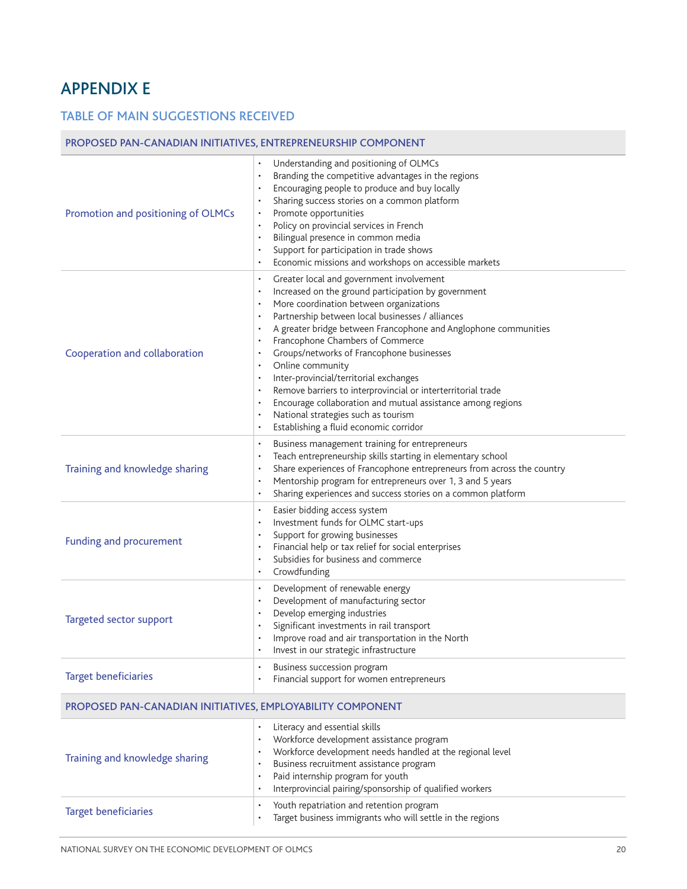# APPENDIX E

## TABLE OF MAIN SUGGESTIONS RECEIVED

| PROPOSED PAN-CANADIAN INITIATIVES, ENTREPRENEURSHIP COMPONENT | |
|---|---|
| Promotion and positioning of OLMCs | • Understanding and positioning of OLMCs<br>• Branding the competitive advantages in the regions<br>• Encouraging people to produce and buy locally<br>• Sharing success stories on a common platform<br>• Promote opportunities<br>• Policy on provincial services in French<br>• Bilingual presence in common media<br>• Support for participation in trade shows<br>• Economic missions and workshops on accessible markets |
| Cooperation and collaboration | • Greater local and government involvement<br>• Increased on the ground participation by government<br>• More coordination between organizations<br>• Partnership between local businesses / alliances<br>• A greater bridge between Francophone and Anglophone communities<br>• Francophone Chambers of Commerce<br>• Groups/networks of Francophone businesses<br>• Online community<br>• Inter-provincial/territorial exchanges<br>• Remove barriers to interprovincial or interterritorial trade<br>• Encourage collaboration and mutual assistance among regions<br>• National strategies such as tourism<br>• Establishing a fluid economic corridor |
| Training and knowledge sharing | • Business management training for entrepreneurs<br>• Teach entrepreneurship skills starting in elementary school<br>• Share experiences of Francophone entrepreneurs from across the country<br>• Mentorship program for entrepreneurs over 1, 3 and 5 years<br>• Sharing experiences and success stories on a common platform |
| Funding and procurement | • Easier bidding access system<br>• Investment funds for OLMC start-ups<br>• Support for growing businesses<br>• Financial help or tax relief for social enterprises<br>• Subsidies for business and commerce<br>• Crowdfunding |
| Targeted sector support | • Development of renewable energy<br>• Development of manufacturing sector<br>• Develop emerging industries<br>• Significant investments in rail transport<br>• Improve road and air transportation in the North<br>• Invest in our strategic infrastructure |
| Target beneficiaries | • Business succession program<br>• Financial support for women entrepreneurs |

| PROPOSED PAN-CANADIAN INITIATIVES, EMPLOYABILITY COMPONENT | |
|---|---|
| Training and knowledge sharing | • Literacy and essential skills<br>• Workforce development assistance program<br>• Workforce development needs handled at the regional level<br>• Business recruitment assistance program<br>• Paid internship program for youth<br>• Interprovincial pairing/sponsorship of qualified workers |
| Target beneficiaries | • Youth repatriation and retention program<br>• Target business immigrants who will settle in the regions |